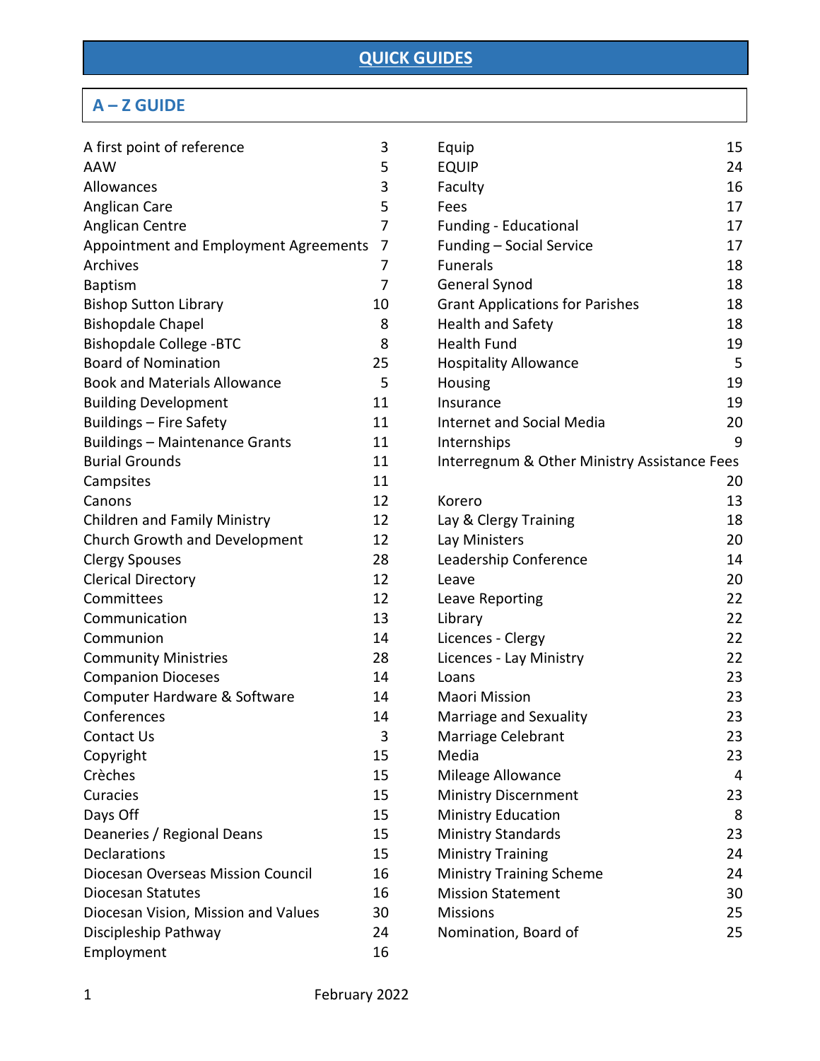# QUICK GUIDES

## A – Z GUIDE

| Topic | Page |
|---|---|
| A first point of reference | 3 |
| AAW | 5 |
| Allowances | 3 |
| Anglican Care | 5 |
| Anglican Centre | 7 |
| Appointment and Employment Agreements | 7 |
| Archives | 7 |
| Baptism | 7 |
| Bishop Sutton Library | 10 |
| Bishopdale Chapel | 8 |
| Bishopdale College -BTC | 8 |
| Board of Nomination | 25 |
| Book and Materials Allowance | 5 |
| Building Development | 11 |
| Buildings – Fire Safety | 11 |
| Buildings – Maintenance Grants | 11 |
| Burial Grounds | 11 |
| Campsites | 11 |
| Canons | 12 |
| Children and Family Ministry | 12 |
| Church Growth and Development | 12 |
| Clergy Spouses | 28 |
| Clerical Directory | 12 |
| Committees | 12 |
| Communication | 13 |
| Communion | 14 |
| Community Ministries | 28 |
| Companion Dioceses | 14 |
| Computer Hardware & Software | 14 |
| Conferences | 14 |
| Contact Us | 3 |
| Copyright | 15 |
| Crèches | 15 |
| Curacies | 15 |
| Days Off | 15 |
| Deaneries / Regional Deans | 15 |
| Declarations | 15 |
| Diocesan Overseas Mission Council | 16 |
| Diocesan Statutes | 16 |
| Diocesan Vision, Mission and Values | 30 |
| Discipleship Pathway | 24 |
| Employment | 16 |
| Equip | 15 |
| EQUIP | 24 |
| Faculty | 16 |
| Fees | 17 |
| Funding - Educational | 17 |
| Funding – Social Service | 17 |
| Funerals | 18 |
| General Synod | 18 |
| Grant Applications for Parishes | 18 |
| Health and Safety | 18 |
| Health Fund | 19 |
| Hospitality Allowance | 5 |
| Housing | 19 |
| Insurance | 19 |
| Internet and Social Media | 20 |
| Internships | 9 |
| Interregnum & Other Ministry Assistance Fees | 20 |
| Korero | 13 |
| Lay & Clergy Training | 18 |
| Lay Ministers | 20 |
| Leadership Conference | 14 |
| Leave | 20 |
| Leave Reporting | 22 |
| Library | 22 |
| Licences - Clergy | 22 |
| Licences - Lay Ministry | 22 |
| Loans | 23 |
| Maori Mission | 23 |
| Marriage and Sexuality | 23 |
| Marriage Celebrant | 23 |
| Media | 23 |
| Mileage Allowance | 4 |
| Ministry Discernment | 23 |
| Ministry Education | 8 |
| Ministry Standards | 23 |
| Ministry Training | 24 |
| Ministry Training Scheme | 24 |
| Mission Statement | 30 |
| Missions | 25 |
| Nomination, Board of | 25 |

February 2022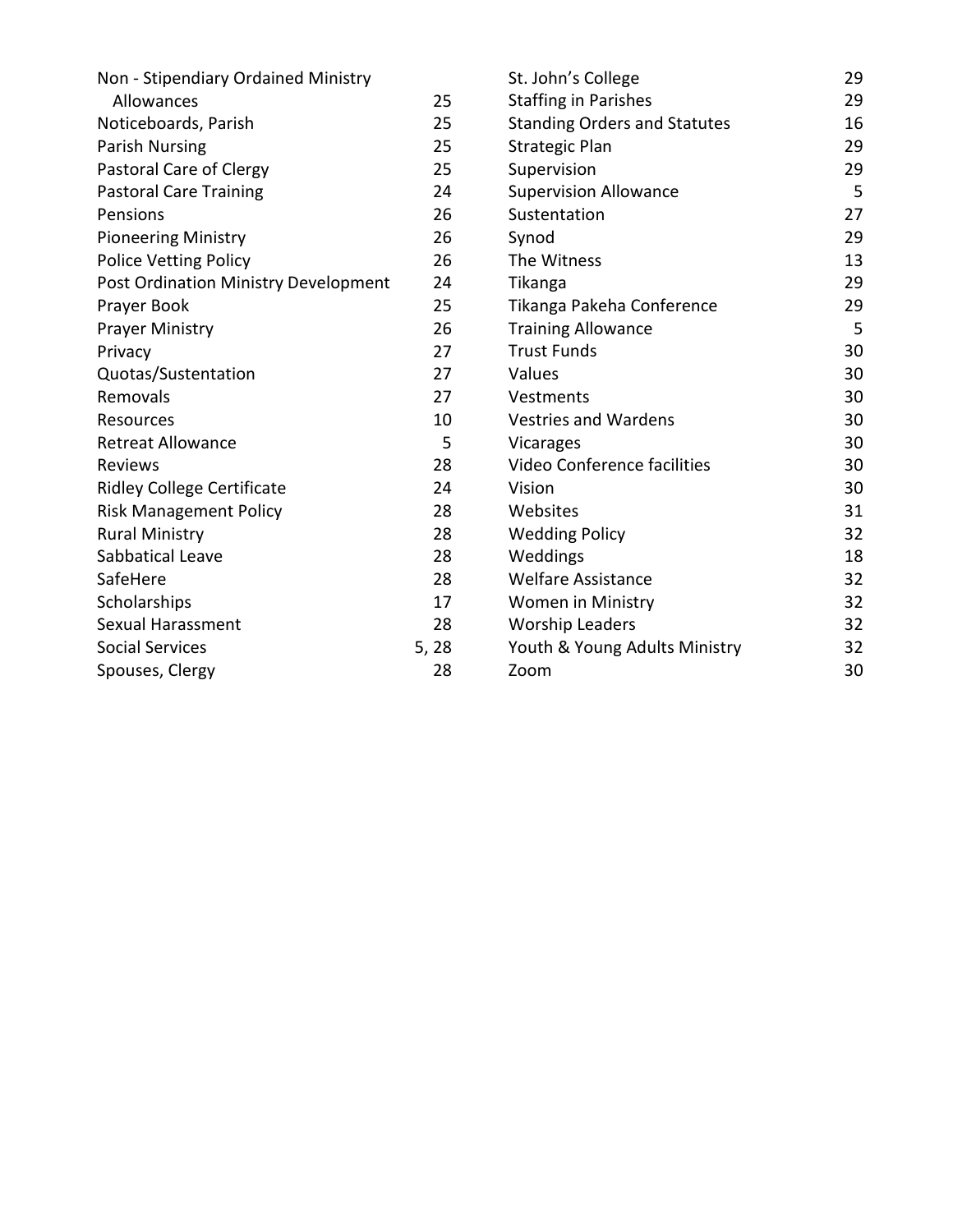| | |
|---|---|
| Non - Stipendiary Ordained Ministry Allowances | 25 |
| Noticeboards, Parish | 25 |
| Parish Nursing | 25 |
| Pastoral Care of Clergy | 25 |
| Pastoral Care Training | 24 |
| Pensions | 26 |
| Pioneering Ministry | 26 |
| Police Vetting Policy | 26 |
| Post Ordination Ministry Development | 24 |
| Prayer Book | 25 |
| Prayer Ministry | 26 |
| Privacy | 27 |
| Quotas/Sustentation | 27 |
| Removals | 27 |
| Resources | 10 |
| Retreat Allowance | 5 |
| Reviews | 28 |
| Ridley College Certificate | 24 |
| Risk Management Policy | 28 |
| Rural Ministry | 28 |
| Sabbatical Leave | 28 |
| SafeHere | 28 |
| Scholarships | 17 |
| Sexual Harassment | 28 |
| Social Services | 5, 28 |
| Spouses, Clergy | 28 |
| St. John's College | 29 |
| Staffing in Parishes | 29 |
| Standing Orders and Statutes | 16 |
| Strategic Plan | 29 |
| Supervision | 29 |
| Supervision Allowance | 5 |
| Sustentation | 27 |
| Synod | 29 |
| The Witness | 13 |
| Tikanga | 29 |
| Tikanga Pakeha Conference | 29 |
| Training Allowance | 5 |
| Trust Funds | 30 |
| Values | 30 |
| Vestments | 30 |
| Vestries and Wardens | 30 |
| Vicarages | 30 |
| Video Conference facilities | 30 |
| Vision | 30 |
| Websites | 31 |
| Wedding Policy | 32 |
| Weddings | 18 |
| Welfare Assistance | 32 |
| Women in Ministry | 32 |
| Worship Leaders | 32 |
| Youth & Young Adults Ministry | 32 |
| Zoom | 30 |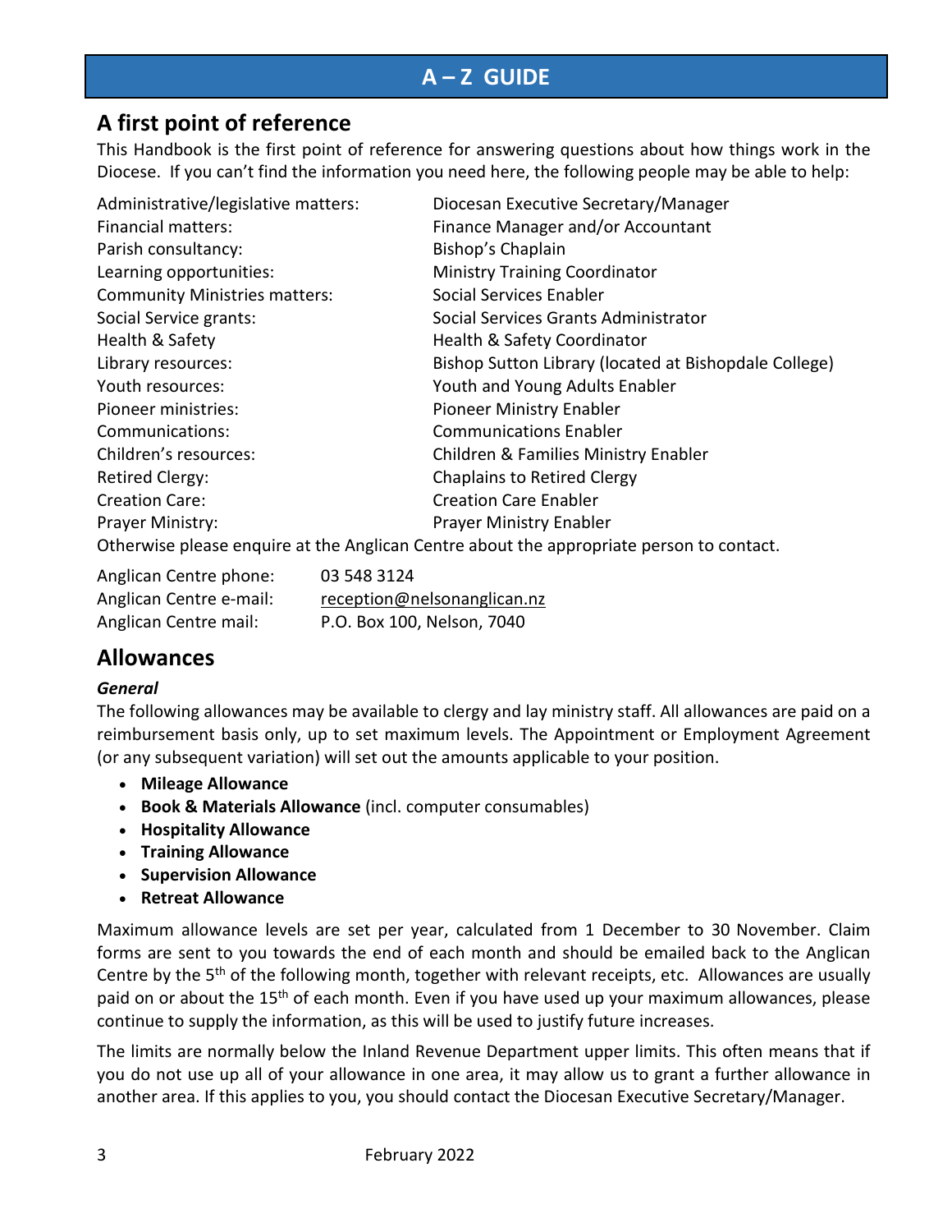# A – Z GUIDE

## A first point of reference

This Handbook is the first point of reference for answering questions about how things work in the Diocese. If you can't find the information you need here, the following people may be able to help:

| | |
|---|---|
| Administrative/legislative matters: | Diocesan Executive Secretary/Manager |
| Financial matters: | Finance Manager and/or Accountant |
| Parish consultancy: | Bishop's Chaplain |
| Learning opportunities: | Ministry Training Coordinator |
| Community Ministries matters: | Social Services Enabler |
| Social Service grants: | Social Services Grants Administrator |
| Health & Safety | Health & Safety Coordinator |
| Library resources: | Bishop Sutton Library (located at Bishopdale College) |
| Youth resources: | Youth and Young Adults Enabler |
| Pioneer ministries: | Pioneer Ministry Enabler |
| Communications: | Communications Enabler |
| Children's resources: | Children & Families Ministry Enabler |
| Retired Clergy: | Chaplains to Retired Clergy |
| Creation Care: | Creation Care Enabler |
| Prayer Ministry: | Prayer Ministry Enabler |

Otherwise please enquire at the Anglican Centre about the appropriate person to contact.

| | |
|---|---|
| Anglican Centre phone: | 03 548 3124 |
| Anglican Centre e-mail: | reception@nelsonanglican.nz |
| Anglican Centre mail: | P.O. Box 100, Nelson, 7040 |

## Allowances

### *General*

The following allowances may be available to clergy and lay ministry staff. All allowances are paid on a reimbursement basis only, up to set maximum levels. The Appointment or Employment Agreement (or any subsequent variation) will set out the amounts applicable to your position.

- **Mileage Allowance**
- **Book & Materials Allowance** (incl. computer consumables)
- **Hospitality Allowance**
- **Training Allowance**
- **Supervision Allowance**
- **Retreat Allowance**

Maximum allowance levels are set per year, calculated from 1 December to 30 November. Claim forms are sent to you towards the end of each month and should be emailed back to the Anglican Centre by the 5th of the following month, together with relevant receipts, etc. Allowances are usually paid on or about the 15th of each month. Even if you have used up your maximum allowances, please continue to supply the information, as this will be used to justify future increases.

The limits are normally below the Inland Revenue Department upper limits. This often means that if you do not use up all of your allowance in one area, it may allow us to grant a further allowance in another area. If this applies to you, you should contact the Diocesan Executive Secretary/Manager.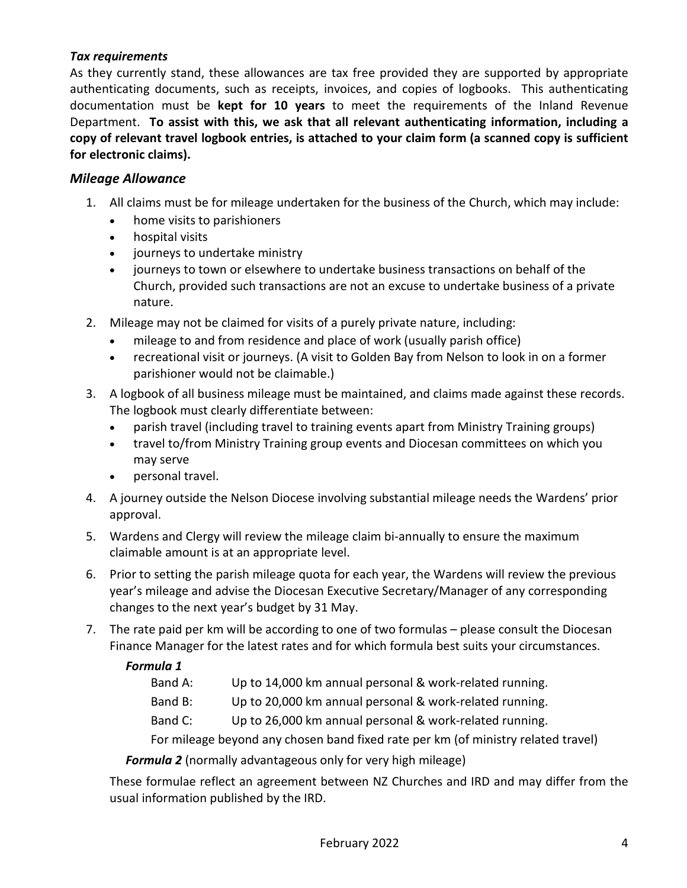### *Tax requirements*

As they currently stand, these allowances are tax free provided they are supported by appropriate authenticating documents, such as receipts, invoices, and copies of logbooks. This authenticating documentation must be **kept for 10 years** to meet the requirements of the Inland Revenue Department. **To assist with this, we ask that all relevant authenticating information, including a copy of relevant travel logbook entries, is attached to your claim form (a scanned copy is sufficient for electronic claims).**

## *Mileage Allowance*

1. All claims must be for mileage undertaken for the business of the Church, which may include:
   - home visits to parishioners
   - hospital visits
   - journeys to undertake ministry
   - journeys to town or elsewhere to undertake business transactions on behalf of the Church, provided such transactions are not an excuse to undertake business of a private nature.
2. Mileage may not be claimed for visits of a purely private nature, including:
   - mileage to and from residence and place of work (usually parish office)
   - recreational visit or journeys. (A visit to Golden Bay from Nelson to look in on a former parishioner would not be claimable.)
3. A logbook of all business mileage must be maintained, and claims made against these records. The logbook must clearly differentiate between:
   - parish travel (including travel to training events apart from Ministry Training groups)
   - travel to/from Ministry Training group events and Diocesan committees on which you may serve
   - personal travel.
4. A journey outside the Nelson Diocese involving substantial mileage needs the Wardens' prior approval.
5. Wardens and Clergy will review the mileage claim bi-annually to ensure the maximum claimable amount is at an appropriate level.
6. Prior to setting the parish mileage quota for each year, the Wardens will review the previous year's mileage and advise the Diocesan Executive Secretary/Manager of any corresponding changes to the next year's budget by 31 May.
7. The rate paid per km will be according to one of two formulas – please consult the Diocesan Finance Manager for the latest rates and for which formula best suits your circumstances.

   ***Formula 1***

   Band A: Up to 14,000 km annual personal & work-related running.

   Band B: Up to 20,000 km annual personal & work-related running.

   Band C: Up to 26,000 km annual personal & work-related running.

   For mileage beyond any chosen band fixed rate per km (of ministry related travel)

   ***Formula 2*** (normally advantageous only for very high mileage)

   These formulae reflect an agreement between NZ Churches and IRD and may differ from the usual information published by the IRD.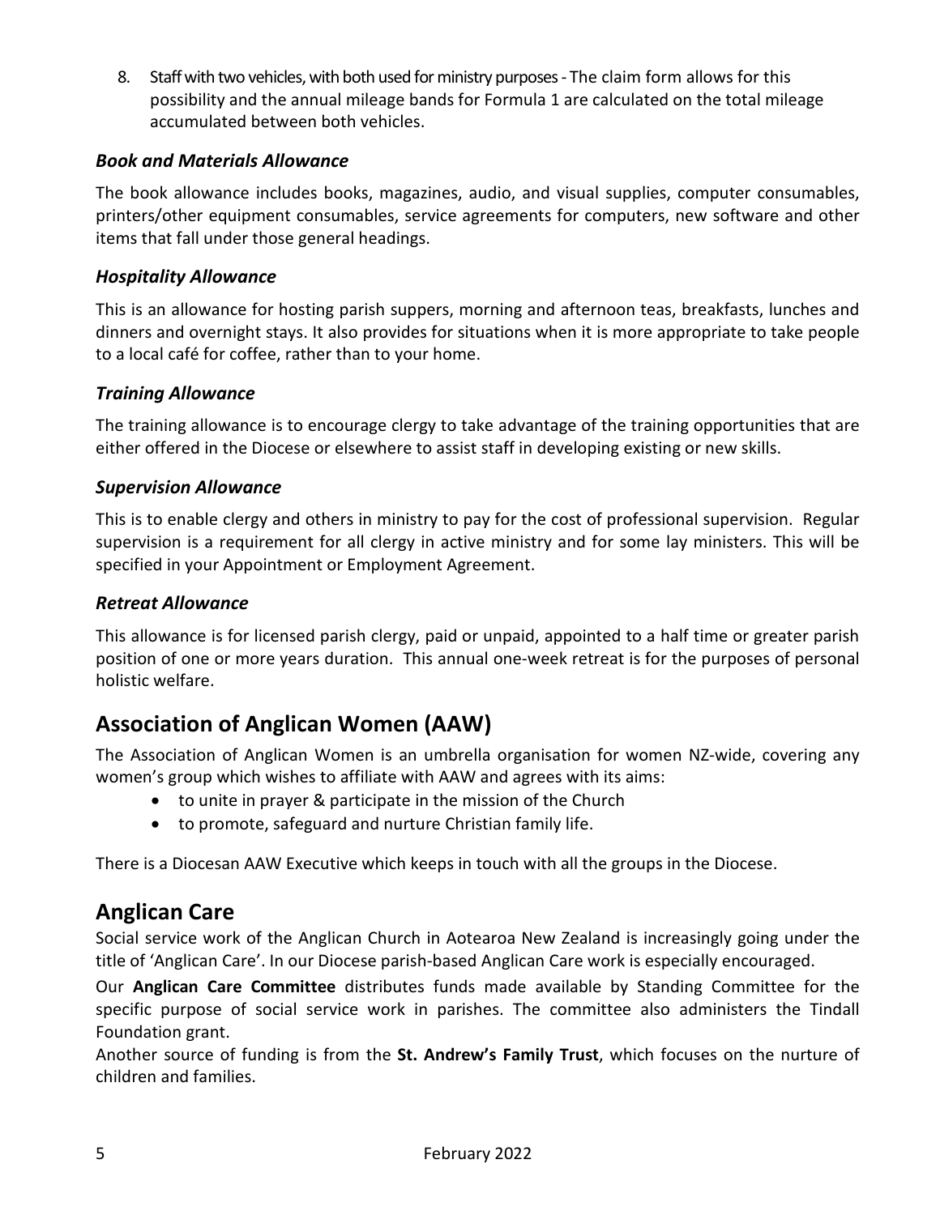8. Staff with two vehicles, with both used for ministry purposes - The claim form allows for this possibility and the annual mileage bands for Formula 1 are calculated on the total mileage accumulated between both vehicles.

### *Book and Materials Allowance*

The book allowance includes books, magazines, audio, and visual supplies, computer consumables, printers/other equipment consumables, service agreements for computers, new software and other items that fall under those general headings.

### *Hospitality Allowance*

This is an allowance for hosting parish suppers, morning and afternoon teas, breakfasts, lunches and dinners and overnight stays. It also provides for situations when it is more appropriate to take people to a local café for coffee, rather than to your home.

### *Training Allowance*

The training allowance is to encourage clergy to take advantage of the training opportunities that are either offered in the Diocese or elsewhere to assist staff in developing existing or new skills.

### *Supervision Allowance*

This is to enable clergy and others in ministry to pay for the cost of professional supervision. Regular supervision is a requirement for all clergy in active ministry and for some lay ministers. This will be specified in your Appointment or Employment Agreement.

### *Retreat Allowance*

This allowance is for licensed parish clergy, paid or unpaid, appointed to a half time or greater parish position of one or more years duration. This annual one-week retreat is for the purposes of personal holistic welfare.

## Association of Anglican Women (AAW)

The Association of Anglican Women is an umbrella organisation for women NZ-wide, covering any women's group which wishes to affiliate with AAW and agrees with its aims:

- to unite in prayer & participate in the mission of the Church
- to promote, safeguard and nurture Christian family life.

There is a Diocesan AAW Executive which keeps in touch with all the groups in the Diocese.

## Anglican Care

Social service work of the Anglican Church in Aotearoa New Zealand is increasingly going under the title of 'Anglican Care'. In our Diocese parish-based Anglican Care work is especially encouraged.

Our **Anglican Care Committee** distributes funds made available by Standing Committee for the specific purpose of social service work in parishes. The committee also administers the Tindall Foundation grant.

Another source of funding is from the **St. Andrew's Family Trust**, which focuses on the nurture of children and families.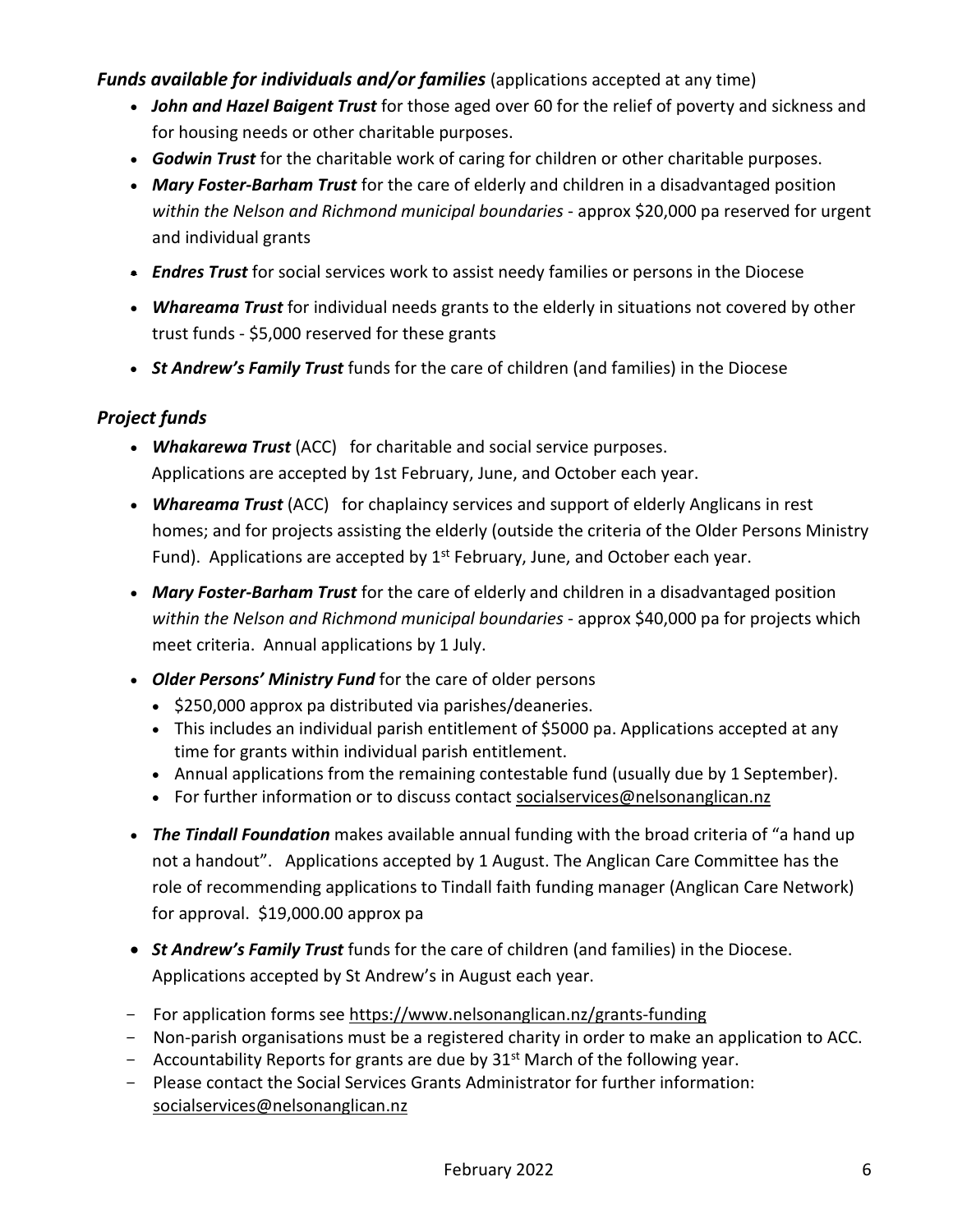***Funds available for individuals and/or families*** (applications accepted at any time)

- ***John and Hazel Baigent Trust*** for those aged over 60 for the relief of poverty and sickness and for housing needs or other charitable purposes.
- ***Godwin Trust*** for the charitable work of caring for children or other charitable purposes.
- ***Mary Foster-Barham Trust*** for the care of elderly and children in a disadvantaged position *within the Nelson and Richmond municipal boundaries* - approx $20,000 pa reserved for urgent and individual grants
- ***Endres Trust*** for social services work to assist needy families or persons in the Diocese
- ***Whareama Trust*** for individual needs grants to the elderly in situations not covered by other trust funds - $5,000 reserved for these grants
- ***St Andrew's Family Trust*** funds for the care of children (and families) in the Diocese

## *Project funds*

- ***Whakarewa Trust*** (ACC) for charitable and social service purposes. Applications are accepted by 1st February, June, and October each year.
- ***Whareama Trust*** (ACC) for chaplaincy services and support of elderly Anglicans in rest homes; and for projects assisting the elderly (outside the criteria of the Older Persons Ministry Fund). Applications are accepted by 1st February, June, and October each year.
- ***Mary Foster-Barham Trust*** for the care of elderly and children in a disadvantaged position *within the Nelson and Richmond municipal boundaries* - approx $40,000 pa for projects which meet criteria. Annual applications by 1 July.
- ***Older Persons' Ministry Fund*** for the care of older persons
  - $250,000 approx pa distributed via parishes/deaneries.
  - This includes an individual parish entitlement of $5000 pa. Applications accepted at any time for grants within individual parish entitlement.
  - Annual applications from the remaining contestable fund (usually due by 1 September).
  - For further information or to discuss contact socialservices@nelsonanglican.nz
- ***The Tindall Foundation*** makes available annual funding with the broad criteria of "a hand up not a handout". Applications accepted by 1 August. The Anglican Care Committee has the role of recommending applications to Tindall faith funding manager (Anglican Care Network) for approval. $19,000.00 approx pa
- ***St Andrew's Family Trust*** funds for the care of children (and families) in the Diocese. Applications accepted by St Andrew's in August each year.

- For application forms see https://www.nelsonanglican.nz/grants-funding
- Non-parish organisations must be a registered charity in order to make an application to ACC.
- Accountability Reports for grants are due by 31st March of the following year.
- Please contact the Social Services Grants Administrator for further information: socialservices@nelsonanglican.nz

February 2022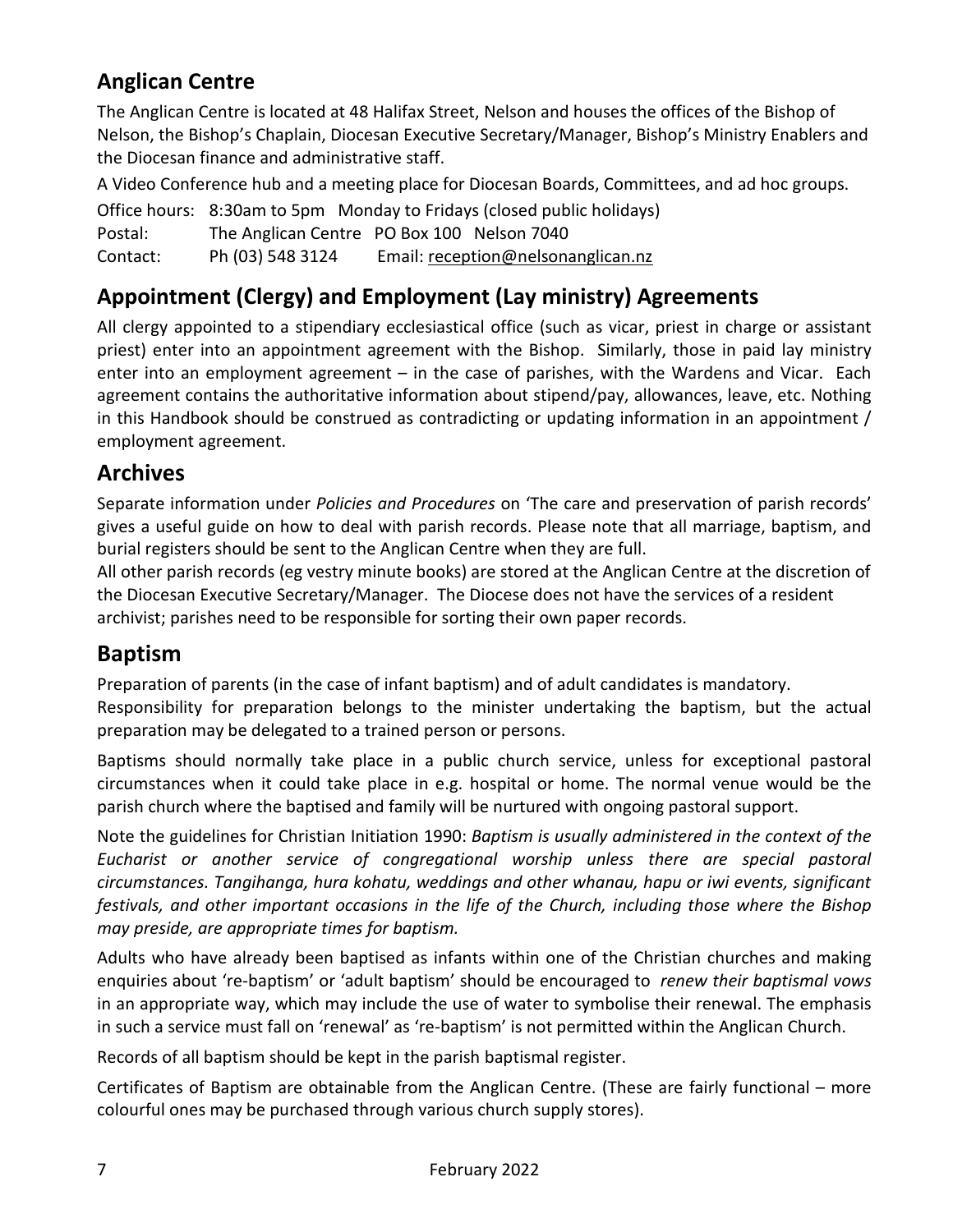## Anglican Centre

The Anglican Centre is located at 48 Halifax Street, Nelson and houses the offices of the Bishop of Nelson, the Bishop's Chaplain, Diocesan Executive Secretary/Manager, Bishop's Ministry Enablers and the Diocesan finance and administrative staff.

A Video Conference hub and a meeting place for Diocesan Boards, Committees, and ad hoc groups.

Office hours: 8:30am to 5pm Monday to Fridays (closed public holidays)
Postal: The Anglican Centre PO Box 100 Nelson 7040
Contact: Ph (03) 548 3124 Email: reception@nelsonanglican.nz

## Appointment (Clergy) and Employment (Lay ministry) Agreements

All clergy appointed to a stipendiary ecclesiastical office (such as vicar, priest in charge or assistant priest) enter into an appointment agreement with the Bishop. Similarly, those in paid lay ministry enter into an employment agreement – in the case of parishes, with the Wardens and Vicar. Each agreement contains the authoritative information about stipend/pay, allowances, leave, etc. Nothing in this Handbook should be construed as contradicting or updating information in an appointment / employment agreement.

## Archives

Separate information under *Policies and Procedures* on 'The care and preservation of parish records' gives a useful guide on how to deal with parish records. Please note that all marriage, baptism, and burial registers should be sent to the Anglican Centre when they are full.

All other parish records (eg vestry minute books) are stored at the Anglican Centre at the discretion of the Diocesan Executive Secretary/Manager. The Diocese does not have the services of a resident archivist; parishes need to be responsible for sorting their own paper records.

## Baptism

Preparation of parents (in the case of infant baptism) and of adult candidates is mandatory.
Responsibility for preparation belongs to the minister undertaking the baptism, but the actual preparation may be delegated to a trained person or persons.

Baptisms should normally take place in a public church service, unless for exceptional pastoral circumstances when it could take place in e.g. hospital or home. The normal venue would be the parish church where the baptised and family will be nurtured with ongoing pastoral support.

Note the guidelines for Christian Initiation 1990: *Baptism is usually administered in the context of the Eucharist or another service of congregational worship unless there are special pastoral circumstances. Tangihanga, hura kohatu, weddings and other whanau, hapu or iwi events, significant festivals, and other important occasions in the life of the Church, including those where the Bishop may preside, are appropriate times for baptism.*

Adults who have already been baptised as infants within one of the Christian churches and making enquiries about 're-baptism' or 'adult baptism' should be encouraged to *renew their baptismal vows* in an appropriate way, which may include the use of water to symbolise their renewal. The emphasis in such a service must fall on 'renewal' as 're-baptism' is not permitted within the Anglican Church.

Records of all baptism should be kept in the parish baptismal register.

Certificates of Baptism are obtainable from the Anglican Centre. (These are fairly functional – more colourful ones may be purchased through various church supply stores).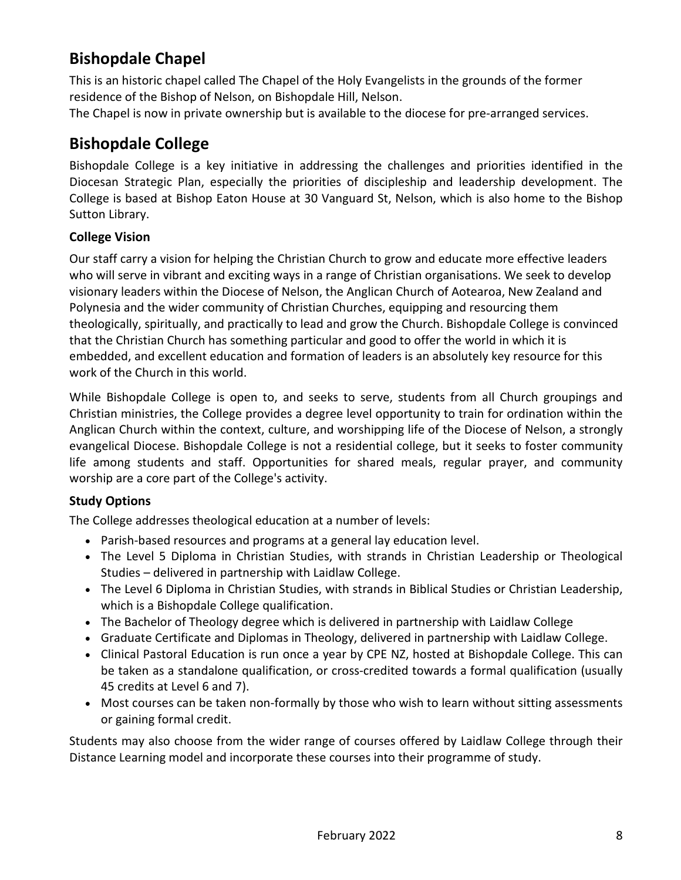## Bishopdale Chapel

This is an historic chapel called The Chapel of the Holy Evangelists in the grounds of the former residence of the Bishop of Nelson, on Bishopdale Hill, Nelson.

The Chapel is now in private ownership but is available to the diocese for pre-arranged services.

## Bishopdale College

Bishopdale College is a key initiative in addressing the challenges and priorities identified in the Diocesan Strategic Plan, especially the priorities of discipleship and leadership development. The College is based at Bishop Eaton House at 30 Vanguard St, Nelson, which is also home to the Bishop Sutton Library.

### College Vision

Our staff carry a vision for helping the Christian Church to grow and educate more effective leaders who will serve in vibrant and exciting ways in a range of Christian organisations. We seek to develop visionary leaders within the Diocese of Nelson, the Anglican Church of Aotearoa, New Zealand and Polynesia and the wider community of Christian Churches, equipping and resourcing them theologically, spiritually, and practically to lead and grow the Church. Bishopdale College is convinced that the Christian Church has something particular and good to offer the world in which it is embedded, and excellent education and formation of leaders is an absolutely key resource for this work of the Church in this world.

While Bishopdale College is open to, and seeks to serve, students from all Church groupings and Christian ministries, the College provides a degree level opportunity to train for ordination within the Anglican Church within the context, culture, and worshipping life of the Diocese of Nelson, a strongly evangelical Diocese. Bishopdale College is not a residential college, but it seeks to foster community life among students and staff. Opportunities for shared meals, regular prayer, and community worship are a core part of the College's activity.

### Study Options

The College addresses theological education at a number of levels:

- Parish-based resources and programs at a general lay education level.
- The Level 5 Diploma in Christian Studies, with strands in Christian Leadership or Theological Studies – delivered in partnership with Laidlaw College.
- The Level 6 Diploma in Christian Studies, with strands in Biblical Studies or Christian Leadership, which is a Bishopdale College qualification.
- The Bachelor of Theology degree which is delivered in partnership with Laidlaw College
- Graduate Certificate and Diplomas in Theology, delivered in partnership with Laidlaw College.
- Clinical Pastoral Education is run once a year by CPE NZ, hosted at Bishopdale College. This can be taken as a standalone qualification, or cross-credited towards a formal qualification (usually 45 credits at Level 6 and 7).
- Most courses can be taken non-formally by those who wish to learn without sitting assessments or gaining formal credit.

Students may also choose from the wider range of courses offered by Laidlaw College through their Distance Learning model and incorporate these courses into their programme of study.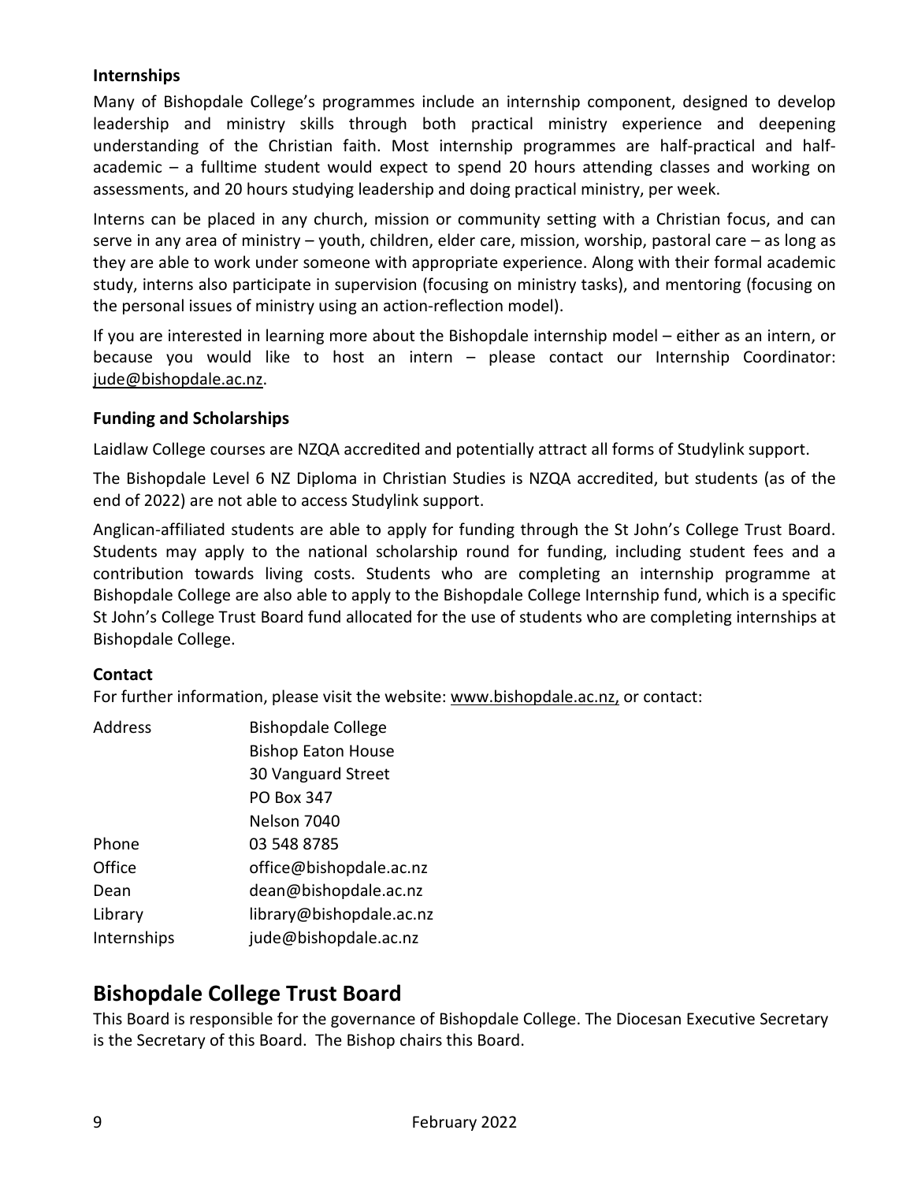### Internships

Many of Bishopdale College's programmes include an internship component, designed to develop leadership and ministry skills through both practical ministry experience and deepening understanding of the Christian faith. Most internship programmes are half-practical and half-academic – a fulltime student would expect to spend 20 hours attending classes and working on assessments, and 20 hours studying leadership and doing practical ministry, per week.

Interns can be placed in any church, mission or community setting with a Christian focus, and can serve in any area of ministry – youth, children, elder care, mission, worship, pastoral care – as long as they are able to work under someone with appropriate experience. Along with their formal academic study, interns also participate in supervision (focusing on ministry tasks), and mentoring (focusing on the personal issues of ministry using an action-reflection model).

If you are interested in learning more about the Bishopdale internship model – either as an intern, or because you would like to host an intern – please contact our Internship Coordinator: jude@bishopdale.ac.nz.

### Funding and Scholarships

Laidlaw College courses are NZQA accredited and potentially attract all forms of Studylink support.

The Bishopdale Level 6 NZ Diploma in Christian Studies is NZQA accredited, but students (as of the end of 2022) are not able to access Studylink support.

Anglican-affiliated students are able to apply for funding through the St John's College Trust Board. Students may apply to the national scholarship round for funding, including student fees and a contribution towards living costs. Students who are completing an internship programme at Bishopdale College are also able to apply to the Bishopdale College Internship fund, which is a specific St John's College Trust Board fund allocated for the use of students who are completing internships at Bishopdale College.

### Contact

For further information, please visit the website: www.bishopdale.ac.nz, or contact:

| | |
|---|---|
| Address | Bishopdale College<br>Bishop Eaton House<br>30 Vanguard Street<br>PO Box 347<br>Nelson 7040 |
| Phone | 03 548 8785 |
| Office | office@bishopdale.ac.nz |
| Dean | dean@bishopdale.ac.nz |
| Library | library@bishopdale.ac.nz |
| Internships | jude@bishopdale.ac.nz |

## Bishopdale College Trust Board

This Board is responsible for the governance of Bishopdale College. The Diocesan Executive Secretary is the Secretary of this Board. The Bishop chairs this Board.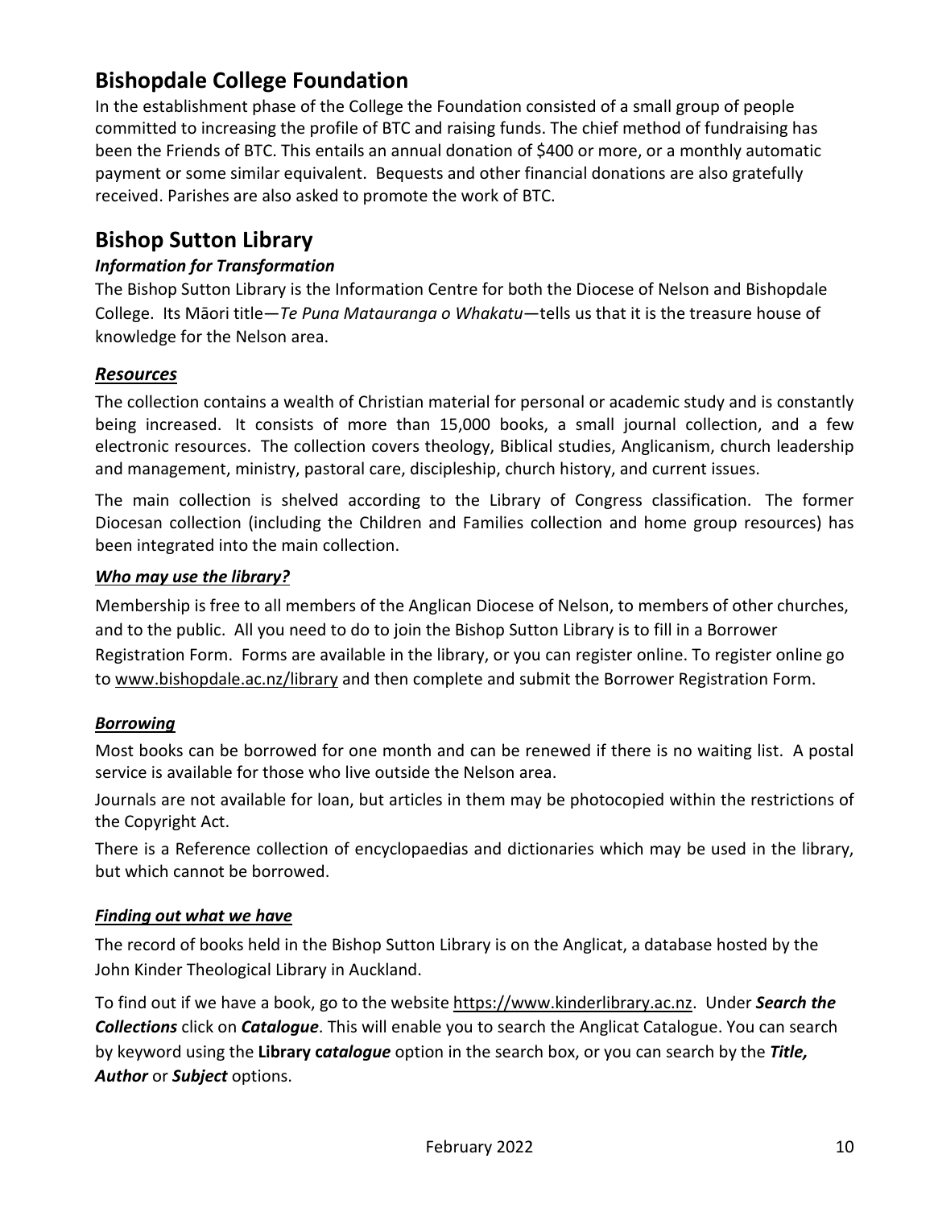## Bishopdale College Foundation

In the establishment phase of the College the Foundation consisted of a small group of people committed to increasing the profile of BTC and raising funds. The chief method of fundraising has been the Friends of BTC. This entails an annual donation of $400 or more, or a monthly automatic payment or some similar equivalent. Bequests and other financial donations are also gratefully received. Parishes are also asked to promote the work of BTC.

## Bishop Sutton Library

### *Information for Transformation*

The Bishop Sutton Library is the Information Centre for both the Diocese of Nelson and Bishopdale College. Its Māori title—*Te Puna Matauranga o Whakatu*—tells us that it is the treasure house of knowledge for the Nelson area.

### ***Resources***

The collection contains a wealth of Christian material for personal or academic study and is constantly being increased. It consists of more than 15,000 books, a small journal collection, and a few electronic resources. The collection covers theology, Biblical studies, Anglicanism, church leadership and management, ministry, pastoral care, discipleship, church history, and current issues.

The main collection is shelved according to the Library of Congress classification. The former Diocesan collection (including the Children and Families collection and home group resources) has been integrated into the main collection.

### ***Who may use the library?***

Membership is free to all members of the Anglican Diocese of Nelson, to members of other churches, and to the public. All you need to do to join the Bishop Sutton Library is to fill in a Borrower Registration Form. Forms are available in the library, or you can register online. To register online go to www.bishopdale.ac.nz/library and then complete and submit the Borrower Registration Form.

### ***Borrowing***

Most books can be borrowed for one month and can be renewed if there is no waiting list. A postal service is available for those who live outside the Nelson area.

Journals are not available for loan, but articles in them may be photocopied within the restrictions of the Copyright Act.

There is a Reference collection of encyclopaedias and dictionaries which may be used in the library, but which cannot be borrowed.

### ***Finding out what we have***

The record of books held in the Bishop Sutton Library is on the Anglicat, a database hosted by the John Kinder Theological Library in Auckland.

To find out if we have a book, go to the website https://www.kinderlibrary.ac.nz. Under ***Search the Collections*** click on ***Catalogue***. This will enable you to search the Anglicat Catalogue. You can search by keyword using the **Library c*atalogue*** option in the search box, or you can search by the ***Title, Author*** or ***Subject*** options.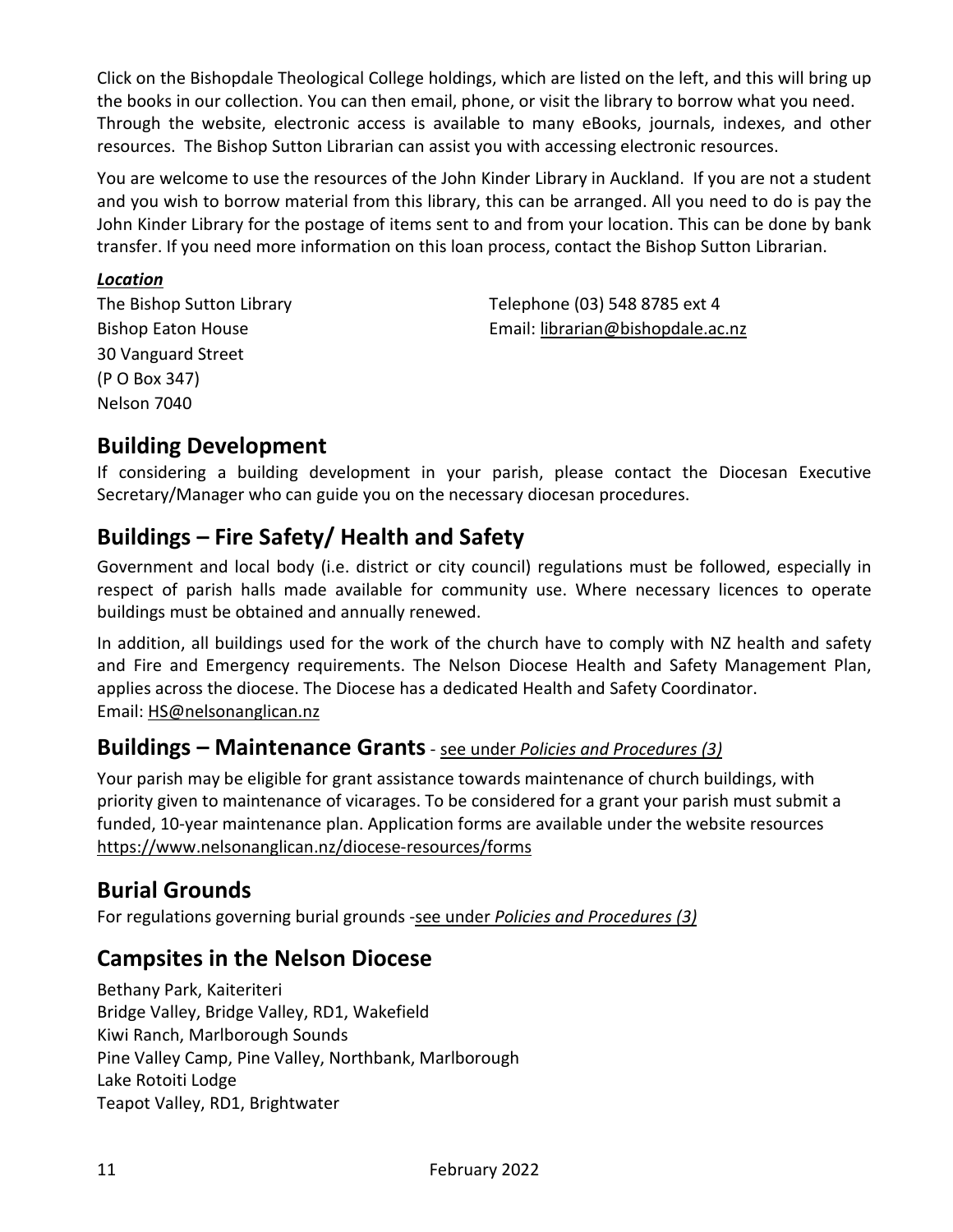Click on the Bishopdale Theological College holdings, which are listed on the left, and this will bring up the books in our collection. You can then email, phone, or visit the library to borrow what you need. Through the website, electronic access is available to many eBooks, journals, indexes, and other resources. The Bishop Sutton Librarian can assist you with accessing electronic resources.

You are welcome to use the resources of the John Kinder Library in Auckland. If you are not a student and you wish to borrow material from this library, this can be arranged. All you need to do is pay the John Kinder Library for the postage of items sent to and from your location. This can be done by bank transfer. If you need more information on this loan process, contact the Bishop Sutton Librarian.

***Location***

The Bishop Sutton Library
Bishop Eaton House
30 Vanguard Street
(P O Box 347)
Nelson 7040

Telephone (03) 548 8785 ext 4
Email: librarian@bishopdale.ac.nz

## Building Development

If considering a building development in your parish, please contact the Diocesan Executive Secretary/Manager who can guide you on the necessary diocesan procedures.

## Buildings – Fire Safety/ Health and Safety

Government and local body (i.e. district or city council) regulations must be followed, especially in respect of parish halls made available for community use. Where necessary licences to operate buildings must be obtained and annually renewed.

In addition, all buildings used for the work of the church have to comply with NZ health and safety and Fire and Emergency requirements. The Nelson Diocese Health and Safety Management Plan, applies across the diocese. The Diocese has a dedicated Health and Safety Coordinator.
Email: HS@nelsonanglican.nz

## Buildings – Maintenance Grants - see under *Policies and Procedures (3)*

Your parish may be eligible for grant assistance towards maintenance of church buildings, with priority given to maintenance of vicarages. To be considered for a grant your parish must submit a funded, 10-year maintenance plan. Application forms are available under the website resources https://www.nelsonanglican.nz/diocese-resources/forms

## Burial Grounds

For regulations governing burial grounds -see under *Policies and Procedures (3)*

## Campsites in the Nelson Diocese

Bethany Park, Kaiteriteri
Bridge Valley, Bridge Valley, RD1, Wakefield
Kiwi Ranch, Marlborough Sounds
Pine Valley Camp, Pine Valley, Northbank, Marlborough
Lake Rotoiti Lodge
Teapot Valley, RD1, Brightwater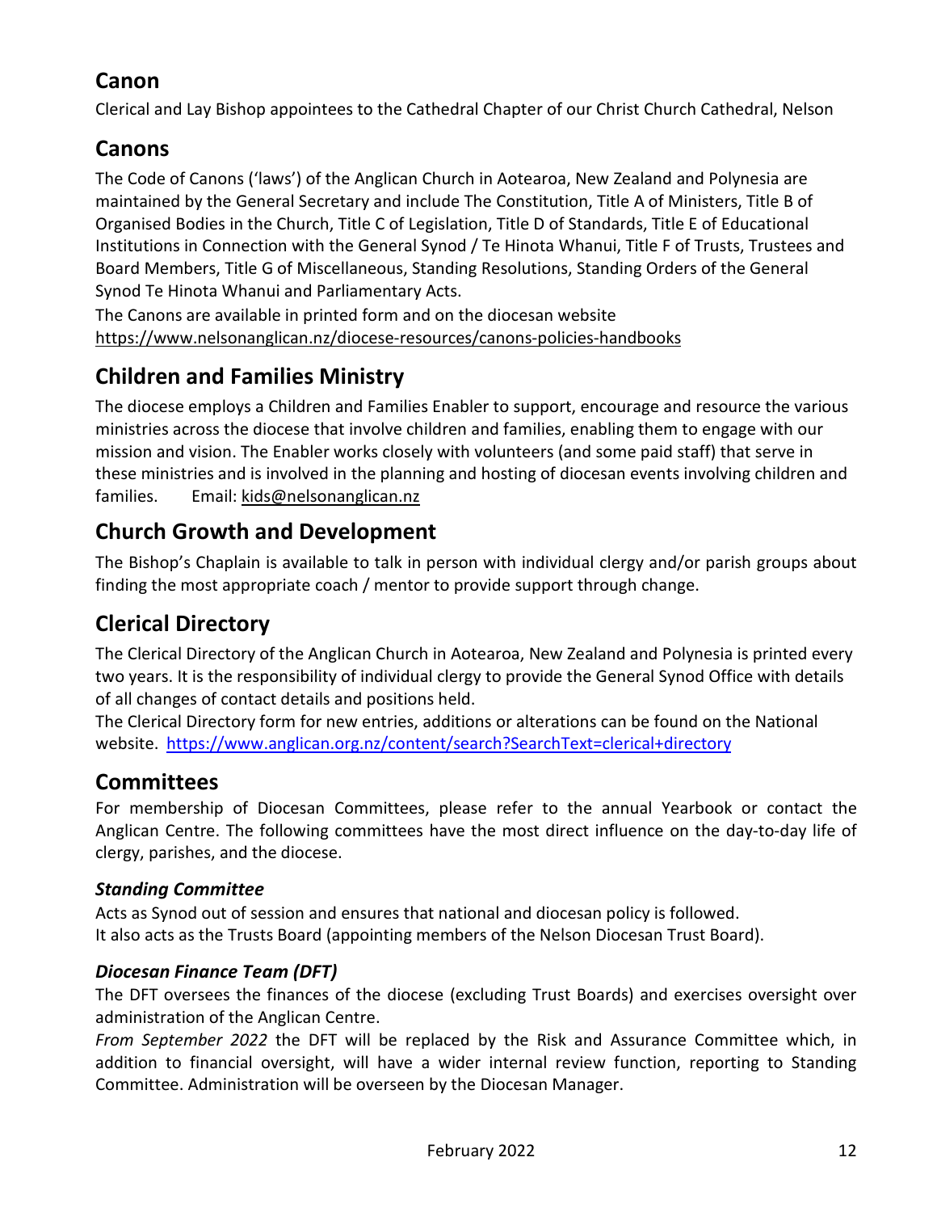## Canon

Clerical and Lay Bishop appointees to the Cathedral Chapter of our Christ Church Cathedral, Nelson

## Canons

The Code of Canons ('laws') of the Anglican Church in Aotearoa, New Zealand and Polynesia are maintained by the General Secretary and include The Constitution, Title A of Ministers, Title B of Organised Bodies in the Church, Title C of Legislation, Title D of Standards, Title E of Educational Institutions in Connection with the General Synod / Te Hinota Whanui, Title F of Trusts, Trustees and Board Members, Title G of Miscellaneous, Standing Resolutions, Standing Orders of the General Synod Te Hinota Whanui and Parliamentary Acts.

The Canons are available in printed form and on the diocesan website https://www.nelsonanglican.nz/diocese-resources/canons-policies-handbooks

## Children and Families Ministry

The diocese employs a Children and Families Enabler to support, encourage and resource the various ministries across the diocese that involve children and families, enabling them to engage with our mission and vision. The Enabler works closely with volunteers (and some paid staff) that serve in these ministries and is involved in the planning and hosting of diocesan events involving children and families. Email: kids@nelsonanglican.nz

## Church Growth and Development

The Bishop's Chaplain is available to talk in person with individual clergy and/or parish groups about finding the most appropriate coach / mentor to provide support through change.

## Clerical Directory

The Clerical Directory of the Anglican Church in Aotearoa, New Zealand and Polynesia is printed every two years. It is the responsibility of individual clergy to provide the General Synod Office with details of all changes of contact details and positions held.

The Clerical Directory form for new entries, additions or alterations can be found on the National website. https://www.anglican.org.nz/content/search?SearchText=clerical+directory

## Committees

For membership of Diocesan Committees, please refer to the annual Yearbook or contact the Anglican Centre. The following committees have the most direct influence on the day-to-day life of clergy, parishes, and the diocese.

### *Standing Committee*

Acts as Synod out of session and ensures that national and diocesan policy is followed.
It also acts as the Trusts Board (appointing members of the Nelson Diocesan Trust Board).

### *Diocesan Finance Team (DFT)*

The DFT oversees the finances of the diocese (excluding Trust Boards) and exercises oversight over administration of the Anglican Centre.

*From September 2022* the DFT will be replaced by the Risk and Assurance Committee which, in addition to financial oversight, will have a wider internal review function, reporting to Standing Committee. Administration will be overseen by the Diocesan Manager.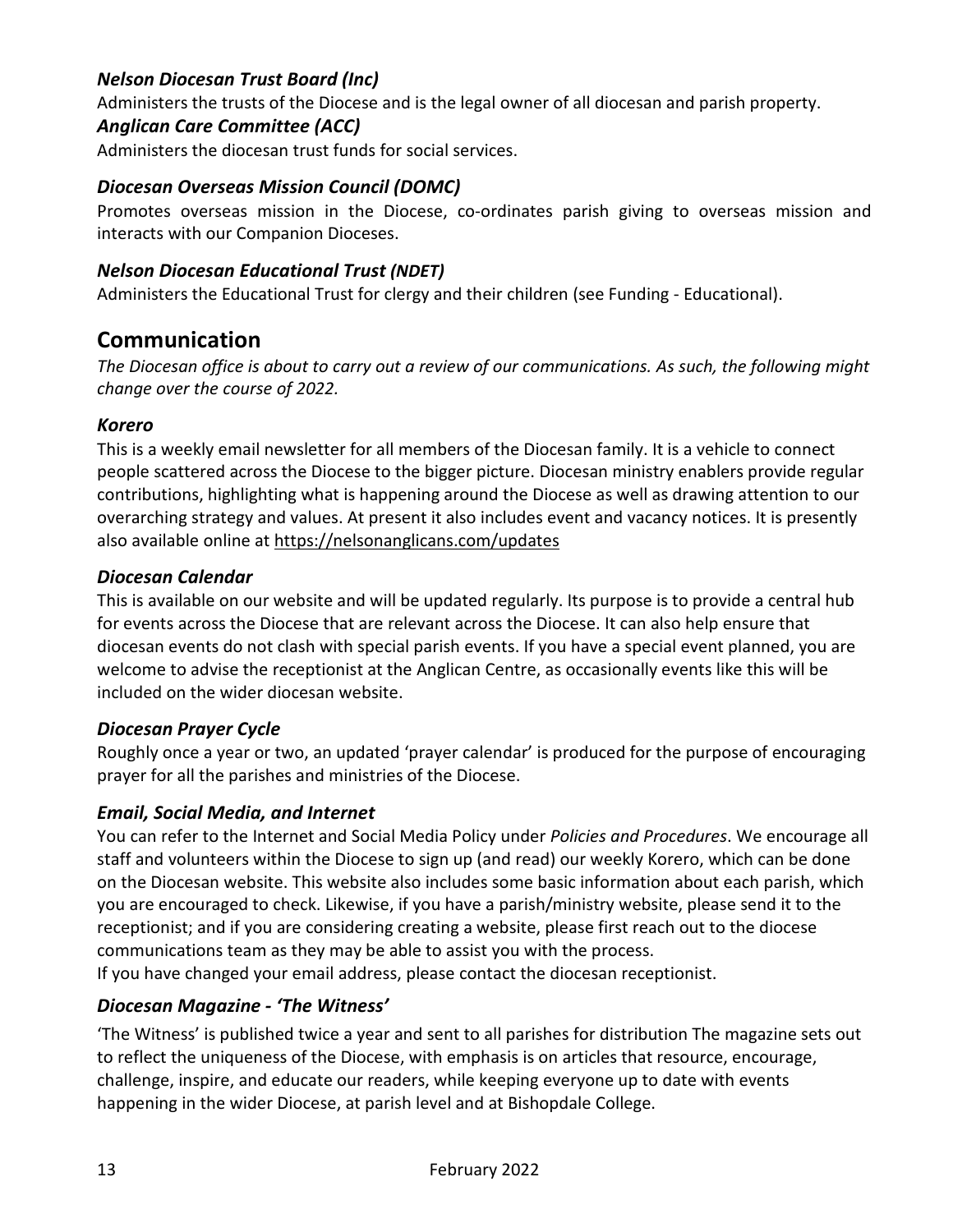### *Nelson Diocesan Trust Board (Inc)*

Administers the trusts of the Diocese and is the legal owner of all diocesan and parish property.

### *Anglican Care Committee (ACC)*

Administers the diocesan trust funds for social services.

### *Diocesan Overseas Mission Council (DOMC)*

Promotes overseas mission in the Diocese, co-ordinates parish giving to overseas mission and interacts with our Companion Dioceses.

### *Nelson Diocesan Educational Trust (NDET)*

Administers the Educational Trust for clergy and their children (see Funding - Educational).

## Communication

*The Diocesan office is about to carry out a review of our communications. As such, the following might change over the course of 2022.*

### *Korero*

This is a weekly email newsletter for all members of the Diocesan family. It is a vehicle to connect people scattered across the Diocese to the bigger picture. Diocesan ministry enablers provide regular contributions, highlighting what is happening around the Diocese as well as drawing attention to our overarching strategy and values. At present it also includes event and vacancy notices. It is presently also available online at https://nelsonanglicans.com/updates

### *Diocesan Calendar*

This is available on our website and will be updated regularly. Its purpose is to provide a central hub for events across the Diocese that are relevant across the Diocese. It can also help ensure that diocesan events do not clash with special parish events. If you have a special event planned, you are welcome to advise the receptionist at the Anglican Centre, as occasionally events like this will be included on the wider diocesan website.

### *Diocesan Prayer Cycle*

Roughly once a year or two, an updated 'prayer calendar' is produced for the purpose of encouraging prayer for all the parishes and ministries of the Diocese.

### *Email, Social Media, and Internet*

You can refer to the Internet and Social Media Policy under *Policies and Procedures*. We encourage all staff and volunteers within the Diocese to sign up (and read) our weekly Korero, which can be done on the Diocesan website. This website also includes some basic information about each parish, which you are encouraged to check. Likewise, if you have a parish/ministry website, please send it to the receptionist; and if you are considering creating a website, please first reach out to the diocese communications team as they may be able to assist you with the process.

If you have changed your email address, please contact the diocesan receptionist.

### *Diocesan Magazine - 'The Witness'*

'The Witness' is published twice a year and sent to all parishes for distribution The magazine sets out to reflect the uniqueness of the Diocese, with emphasis is on articles that resource, encourage, challenge, inspire, and educate our readers, while keeping everyone up to date with events happening in the wider Diocese, at parish level and at Bishopdale College.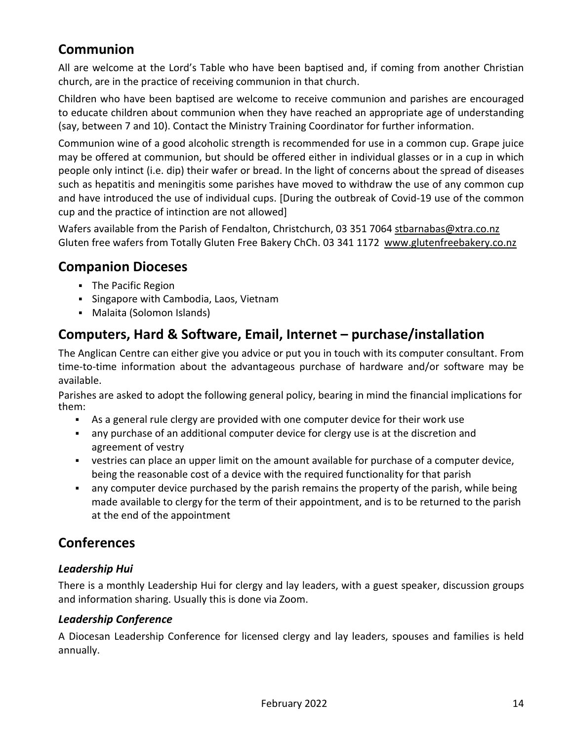## Communion

All are welcome at the Lord's Table who have been baptised and, if coming from another Christian church, are in the practice of receiving communion in that church.

Children who have been baptised are welcome to receive communion and parishes are encouraged to educate children about communion when they have reached an appropriate age of understanding (say, between 7 and 10). Contact the Ministry Training Coordinator for further information.

Communion wine of a good alcoholic strength is recommended for use in a common cup. Grape juice may be offered at communion, but should be offered either in individual glasses or in a cup in which people only intinct (i.e. dip) their wafer or bread. In the light of concerns about the spread of diseases such as hepatitis and meningitis some parishes have moved to withdraw the use of any common cup and have introduced the use of individual cups. [During the outbreak of Covid-19 use of the common cup and the practice of intinction are not allowed]

Wafers available from the Parish of Fendalton, Christchurch, 03 351 7064 stbarnabas@xtra.co.nz
Gluten free wafers from Totally Gluten Free Bakery ChCh. 03 341 1172 www.glutenfreebakery.co.nz

## Companion Dioceses

- The Pacific Region
- Singapore with Cambodia, Laos, Vietnam
- Malaita (Solomon Islands)

## Computers, Hard & Software, Email, Internet – purchase/installation

The Anglican Centre can either give you advice or put you in touch with its computer consultant. From time-to-time information about the advantageous purchase of hardware and/or software may be available.

Parishes are asked to adopt the following general policy, bearing in mind the financial implications for them:

- As a general rule clergy are provided with one computer device for their work use
- any purchase of an additional computer device for clergy use is at the discretion and agreement of vestry
- vestries can place an upper limit on the amount available for purchase of a computer device, being the reasonable cost of a device with the required functionality for that parish
- any computer device purchased by the parish remains the property of the parish, while being made available to clergy for the term of their appointment, and is to be returned to the parish at the end of the appointment

## Conferences

### *Leadership Hui*

There is a monthly Leadership Hui for clergy and lay leaders, with a guest speaker, discussion groups and information sharing. Usually this is done via Zoom.

### *Leadership Conference*

A Diocesan Leadership Conference for licensed clergy and lay leaders, spouses and families is held annually.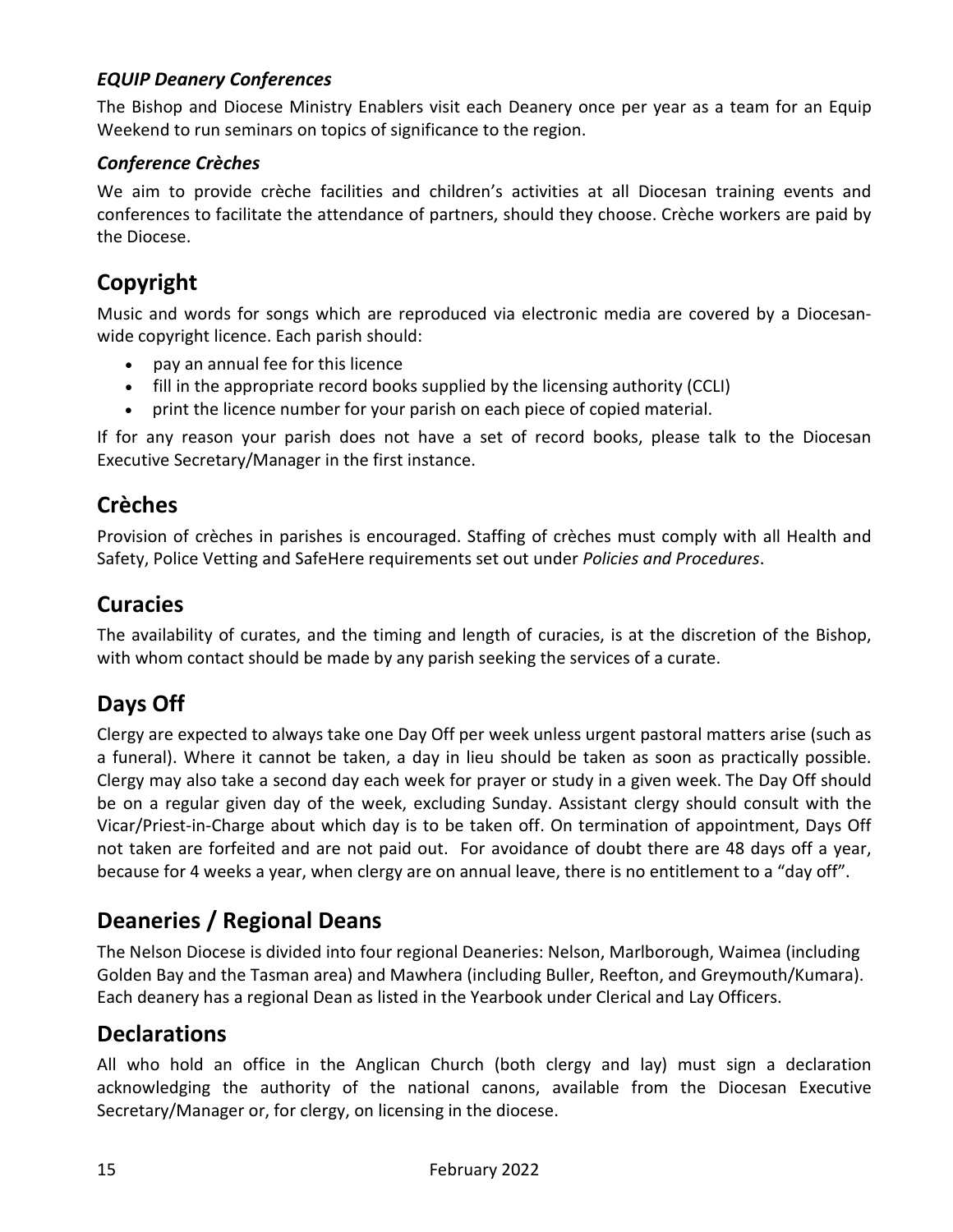### *EQUIP Deanery Conferences*

The Bishop and Diocese Ministry Enablers visit each Deanery once per year as a team for an Equip Weekend to run seminars on topics of significance to the region.

### *Conference Crèches*

We aim to provide crèche facilities and children's activities at all Diocesan training events and conferences to facilitate the attendance of partners, should they choose. Crèche workers are paid by the Diocese.

## Copyright

Music and words for songs which are reproduced via electronic media are covered by a Diocesan-wide copyright licence. Each parish should:

- pay an annual fee for this licence
- fill in the appropriate record books supplied by the licensing authority (CCLI)
- print the licence number for your parish on each piece of copied material.

If for any reason your parish does not have a set of record books, please talk to the Diocesan Executive Secretary/Manager in the first instance.

## Crèches

Provision of crèches in parishes is encouraged. Staffing of crèches must comply with all Health and Safety, Police Vetting and SafeHere requirements set out under *Policies and Procedures*.

## Curacies

The availability of curates, and the timing and length of curacies, is at the discretion of the Bishop, with whom contact should be made by any parish seeking the services of a curate.

## Days Off

Clergy are expected to always take one Day Off per week unless urgent pastoral matters arise (such as a funeral). Where it cannot be taken, a day in lieu should be taken as soon as practically possible. Clergy may also take a second day each week for prayer or study in a given week. The Day Off should be on a regular given day of the week, excluding Sunday. Assistant clergy should consult with the Vicar/Priest-in-Charge about which day is to be taken off. On termination of appointment, Days Off not taken are forfeited and are not paid out. For avoidance of doubt there are 48 days off a year, because for 4 weeks a year, when clergy are on annual leave, there is no entitlement to a "day off".

## Deaneries / Regional Deans

The Nelson Diocese is divided into four regional Deaneries: Nelson, Marlborough, Waimea (including Golden Bay and the Tasman area) and Mawhera (including Buller, Reefton, and Greymouth/Kumara). Each deanery has a regional Dean as listed in the Yearbook under Clerical and Lay Officers.

## Declarations

All who hold an office in the Anglican Church (both clergy and lay) must sign a declaration acknowledging the authority of the national canons, available from the Diocesan Executive Secretary/Manager or, for clergy, on licensing in the diocese.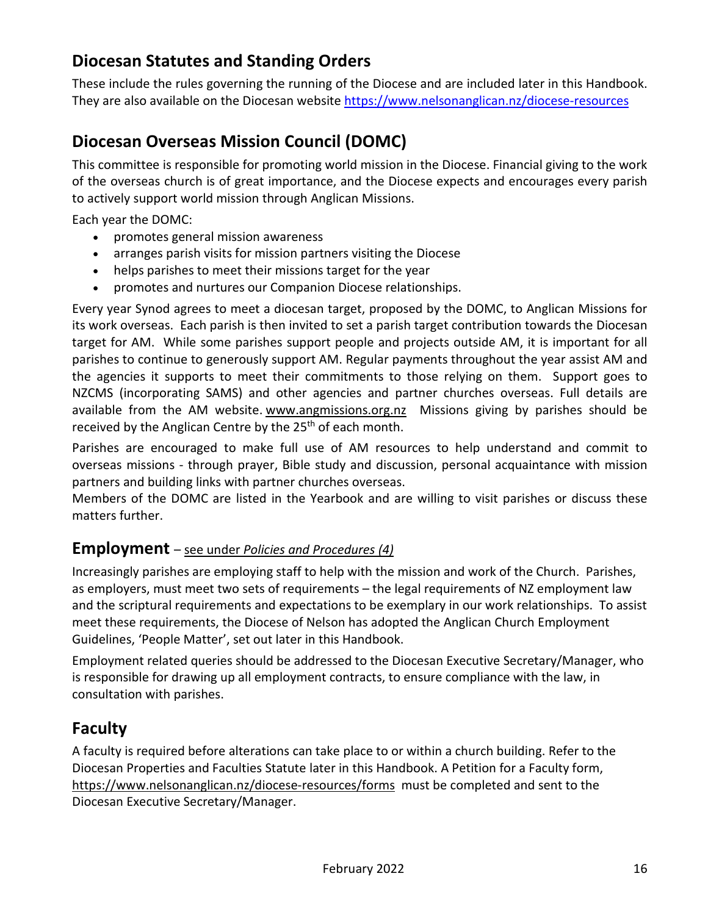## Diocesan Statutes and Standing Orders

These include the rules governing the running of the Diocese and are included later in this Handbook. They are also available on the Diocesan website https://www.nelsonanglican.nz/diocese-resources

## Diocesan Overseas Mission Council (DOMC)

This committee is responsible for promoting world mission in the Diocese. Financial giving to the work of the overseas church is of great importance, and the Diocese expects and encourages every parish to actively support world mission through Anglican Missions.

Each year the DOMC:

- promotes general mission awareness
- arranges parish visits for mission partners visiting the Diocese
- helps parishes to meet their missions target for the year
- promotes and nurtures our Companion Diocese relationships.

Every year Synod agrees to meet a diocesan target, proposed by the DOMC, to Anglican Missions for its work overseas. Each parish is then invited to set a parish target contribution towards the Diocesan target for AM. While some parishes support people and projects outside AM, it is important for all parishes to continue to generously support AM. Regular payments throughout the year assist AM and the agencies it supports to meet their commitments to those relying on them. Support goes to NZCMS (incorporating SAMS) and other agencies and partner churches overseas. Full details are available from the AM website. www.angmissions.org.nz Missions giving by parishes should be received by the Anglican Centre by the 25th of each month.

Parishes are encouraged to make full use of AM resources to help understand and commit to overseas missions - through prayer, Bible study and discussion, personal acquaintance with mission partners and building links with partner churches overseas.

Members of the DOMC are listed in the Yearbook and are willing to visit parishes or discuss these matters further.

### Employment – see under *Policies and Procedures (4)*

Increasingly parishes are employing staff to help with the mission and work of the Church. Parishes, as employers, must meet two sets of requirements – the legal requirements of NZ employment law and the scriptural requirements and expectations to be exemplary in our work relationships. To assist meet these requirements, the Diocese of Nelson has adopted the Anglican Church Employment Guidelines, 'People Matter', set out later in this Handbook.

Employment related queries should be addressed to the Diocesan Executive Secretary/Manager, who is responsible for drawing up all employment contracts, to ensure compliance with the law, in consultation with parishes.

## Faculty

A faculty is required before alterations can take place to or within a church building. Refer to the Diocesan Properties and Faculties Statute later in this Handbook. A Petition for a Faculty form, https://www.nelsonanglican.nz/diocese-resources/forms must be completed and sent to the Diocesan Executive Secretary/Manager.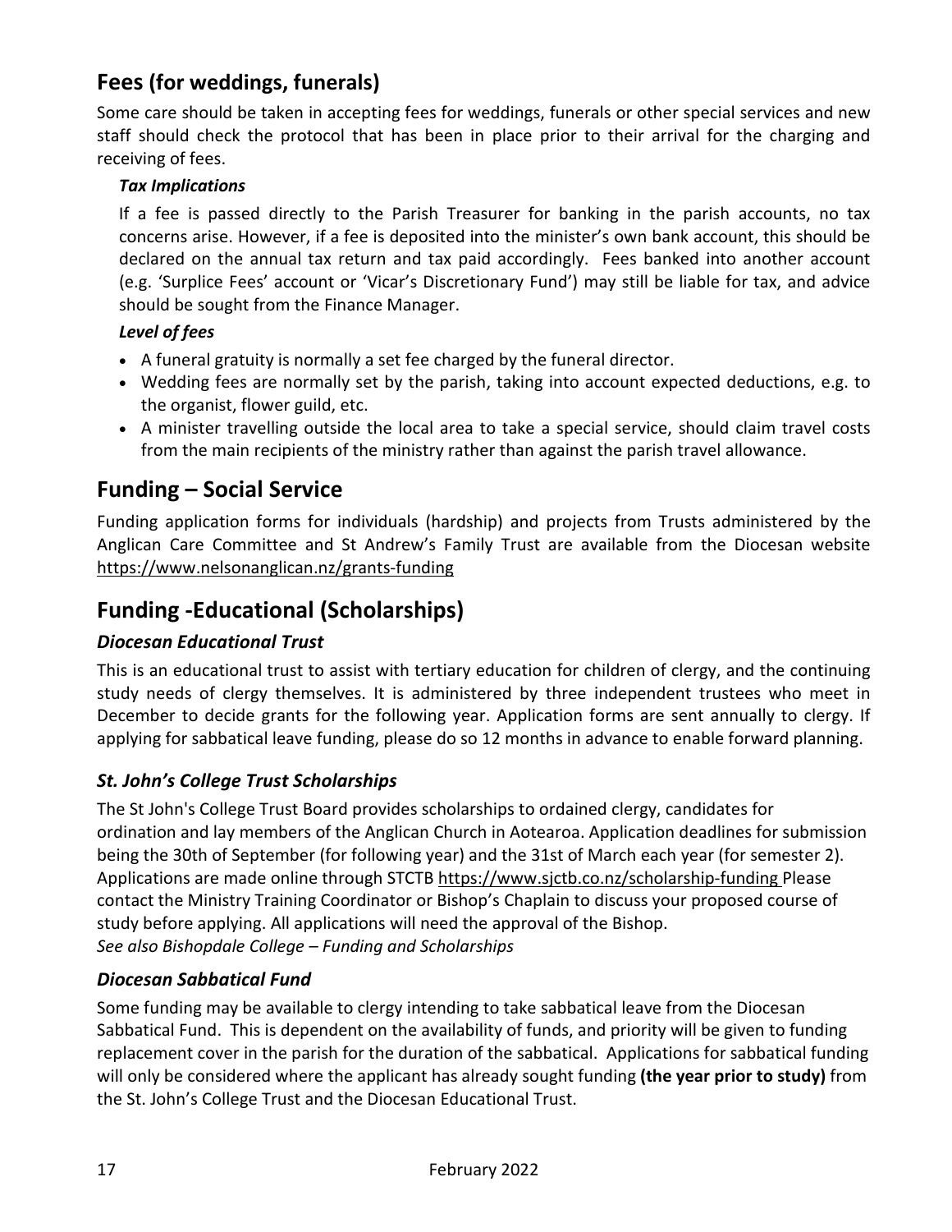## Fees (for weddings, funerals)

Some care should be taken in accepting fees for weddings, funerals or other special services and new staff should check the protocol that has been in place prior to their arrival for the charging and receiving of fees.

### *Tax Implications*

If a fee is passed directly to the Parish Treasurer for banking in the parish accounts, no tax concerns arise. However, if a fee is deposited into the minister's own bank account, this should be declared on the annual tax return and tax paid accordingly. Fees banked into another account (e.g. 'Surplice Fees' account or 'Vicar's Discretionary Fund') may still be liable for tax, and advice should be sought from the Finance Manager.

### *Level of fees*

- A funeral gratuity is normally a set fee charged by the funeral director.
- Wedding fees are normally set by the parish, taking into account expected deductions, e.g. to the organist, flower guild, etc.
- A minister travelling outside the local area to take a special service, should claim travel costs from the main recipients of the ministry rather than against the parish travel allowance.

## Funding – Social Service

Funding application forms for individuals (hardship) and projects from Trusts administered by the Anglican Care Committee and St Andrew's Family Trust are available from the Diocesan website https://www.nelsonanglican.nz/grants-funding

## Funding -Educational (Scholarships)

### *Diocesan Educational Trust*

This is an educational trust to assist with tertiary education for children of clergy, and the continuing study needs of clergy themselves. It is administered by three independent trustees who meet in December to decide grants for the following year. Application forms are sent annually to clergy. If applying for sabbatical leave funding, please do so 12 months in advance to enable forward planning.

### *St. John's College Trust Scholarships*

The St John's College Trust Board provides scholarships to ordained clergy, candidates for ordination and lay members of the Anglican Church in Aotearoa. Application deadlines for submission being the 30th of September (for following year) and the 31st of March each year (for semester 2). Applications are made online through STCTB https://www.sjctb.co.nz/scholarship-funding Please contact the Ministry Training Coordinator or Bishop's Chaplain to discuss your proposed course of study before applying. All applications will need the approval of the Bishop.
*See also Bishopdale College – Funding and Scholarships*

### *Diocesan Sabbatical Fund*

Some funding may be available to clergy intending to take sabbatical leave from the Diocesan Sabbatical Fund. This is dependent on the availability of funds, and priority will be given to funding replacement cover in the parish for the duration of the sabbatical. Applications for sabbatical funding will only be considered where the applicant has already sought funding **(the year prior to study)** from the St. John's College Trust and the Diocesan Educational Trust.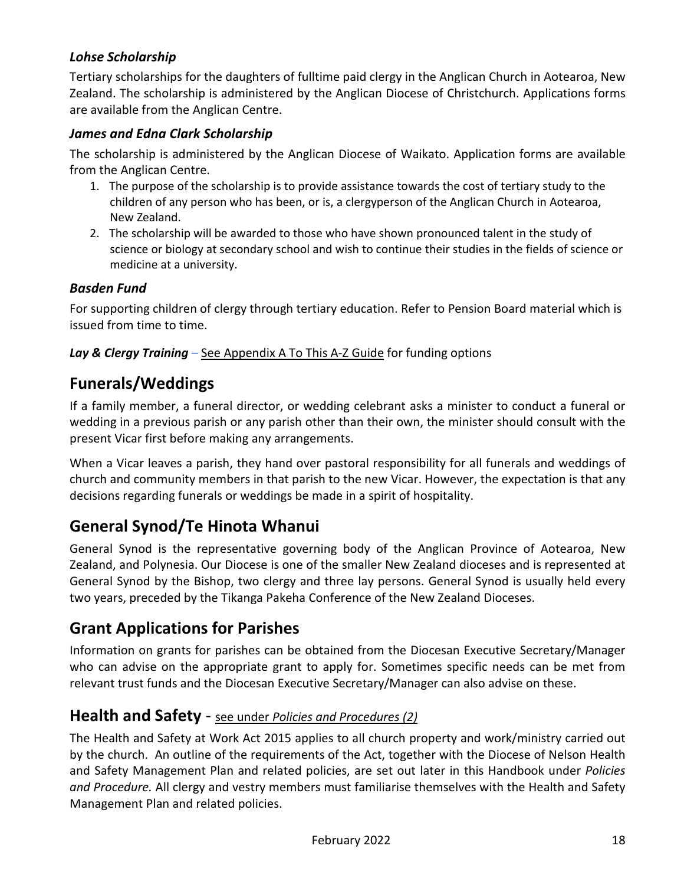### *Lohse Scholarship*

Tertiary scholarships for the daughters of fulltime paid clergy in the Anglican Church in Aotearoa, New Zealand. The scholarship is administered by the Anglican Diocese of Christchurch. Applications forms are available from the Anglican Centre.

### *James and Edna Clark Scholarship*

The scholarship is administered by the Anglican Diocese of Waikato. Application forms are available from the Anglican Centre.

1. The purpose of the scholarship is to provide assistance towards the cost of tertiary study to the children of any person who has been, or is, a clergyperson of the Anglican Church in Aotearoa, New Zealand.
2. The scholarship will be awarded to those who have shown pronounced talent in the study of science or biology at secondary school and wish to continue their studies in the fields of science or medicine at a university.

### *Basden Fund*

For supporting children of clergy through tertiary education. Refer to Pension Board material which is issued from time to time.

***Lay & Clergy Training*** – See Appendix A To This A-Z Guide for funding options

## Funerals/Weddings

If a family member, a funeral director, or wedding celebrant asks a minister to conduct a funeral or wedding in a previous parish or any parish other than their own, the minister should consult with the present Vicar first before making any arrangements.

When a Vicar leaves a parish, they hand over pastoral responsibility for all funerals and weddings of church and community members in that parish to the new Vicar. However, the expectation is that any decisions regarding funerals or weddings be made in a spirit of hospitality.

## General Synod/Te Hinota Whanui

General Synod is the representative governing body of the Anglican Province of Aotearoa, New Zealand, and Polynesia. Our Diocese is one of the smaller New Zealand dioceses and is represented at General Synod by the Bishop, two clergy and three lay persons. General Synod is usually held every two years, preceded by the Tikanga Pakeha Conference of the New Zealand Dioceses.

## Grant Applications for Parishes

Information on grants for parishes can be obtained from the Diocesan Executive Secretary/Manager who can advise on the appropriate grant to apply for. Sometimes specific needs can be met from relevant trust funds and the Diocesan Executive Secretary/Manager can also advise on these.

## Health and Safety - see under *Policies and Procedures (2)*

The Health and Safety at Work Act 2015 applies to all church property and work/ministry carried out by the church. An outline of the requirements of the Act, together with the Diocese of Nelson Health and Safety Management Plan and related policies, are set out later in this Handbook under *Policies and Procedure.* All clergy and vestry members must familiarise themselves with the Health and Safety Management Plan and related policies.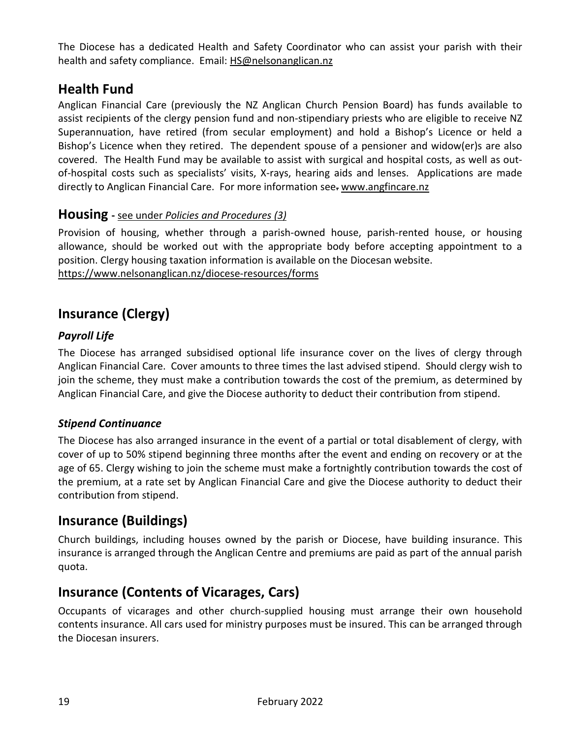The Diocese has a dedicated Health and Safety Coordinator who can assist your parish with their health and safety compliance. Email: HS@nelsonanglican.nz

## Health Fund

Anglican Financial Care (previously the NZ Anglican Church Pension Board) has funds available to assist recipients of the clergy pension fund and non-stipendiary priests who are eligible to receive NZ Superannuation, have retired (from secular employment) and hold a Bishop's Licence or held a Bishop's Licence when they retired. The dependent spouse of a pensioner and widow(er)s are also covered. The Health Fund may be available to assist with surgical and hospital costs, as well as out-of-hospital costs such as specialists' visits, X-rays, hearing aids and lenses. Applications are made directly to Anglican Financial Care. For more information see. www.angfincare.nz

## Housing - see under *Policies and Procedures (3)*

Provision of housing, whether through a parish-owned house, parish-rented house, or housing allowance, should be worked out with the appropriate body before accepting appointment to a position. Clergy housing taxation information is available on the Diocesan website.
https://www.nelsonanglican.nz/diocese-resources/forms

## Insurance (Clergy)

### *Payroll Life*

The Diocese has arranged subsidised optional life insurance cover on the lives of clergy through Anglican Financial Care. Cover amounts to three times the last advised stipend. Should clergy wish to join the scheme, they must make a contribution towards the cost of the premium, as determined by Anglican Financial Care, and give the Diocese authority to deduct their contribution from stipend.

### *Stipend Continuance*

The Diocese has also arranged insurance in the event of a partial or total disablement of clergy, with cover of up to 50% stipend beginning three months after the event and ending on recovery or at the age of 65. Clergy wishing to join the scheme must make a fortnightly contribution towards the cost of the premium, at a rate set by Anglican Financial Care and give the Diocese authority to deduct their contribution from stipend.

## Insurance (Buildings)

Church buildings, including houses owned by the parish or Diocese, have building insurance. This insurance is arranged through the Anglican Centre and premiums are paid as part of the annual parish quota.

## Insurance (Contents of Vicarages, Cars)

Occupants of vicarages and other church-supplied housing must arrange their own household contents insurance. All cars used for ministry purposes must be insured. This can be arranged through the Diocesan insurers.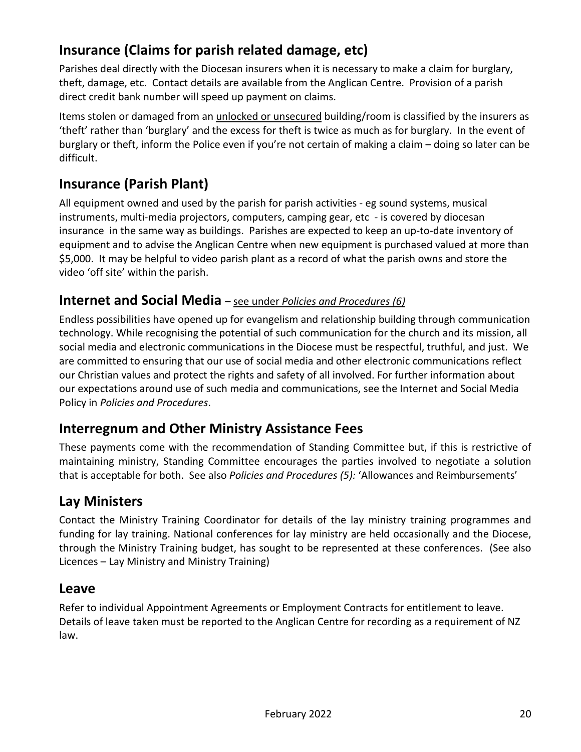## Insurance (Claims for parish related damage, etc)

Parishes deal directly with the Diocesan insurers when it is necessary to make a claim for burglary, theft, damage, etc. Contact details are available from the Anglican Centre. Provision of a parish direct credit bank number will speed up payment on claims.

Items stolen or damaged from an <u>unlocked or unsecured</u> building/room is classified by the insurers as 'theft' rather than 'burglary' and the excess for theft is twice as much as for burglary. In the event of burglary or theft, inform the Police even if you're not certain of making a claim – doing so later can be difficult.

## Insurance (Parish Plant)

All equipment owned and used by the parish for parish activities - eg sound systems, musical instruments, multi-media projectors, computers, camping gear, etc - is covered by diocesan insurance in the same way as buildings. Parishes are expected to keep an up-to-date inventory of equipment and to advise the Anglican Centre when new equipment is purchased valued at more than $5,000. It may be helpful to video parish plant as a record of what the parish owns and store the video 'off site' within the parish.

## Internet and Social Media – <u>see under *Policies and Procedures (6)*</u>

Endless possibilities have opened up for evangelism and relationship building through communication technology. While recognising the potential of such communication for the church and its mission, all social media and electronic communications in the Diocese must be respectful, truthful, and just. We are committed to ensuring that our use of social media and other electronic communications reflect our Christian values and protect the rights and safety of all involved. For further information about our expectations around use of such media and communications, see the Internet and Social Media Policy in *Policies and Procedures*.

## Interregnum and Other Ministry Assistance Fees

These payments come with the recommendation of Standing Committee but, if this is restrictive of maintaining ministry, Standing Committee encourages the parties involved to negotiate a solution that is acceptable for both. See also *Policies and Procedures (5):* 'Allowances and Reimbursements'

## Lay Ministers

Contact the Ministry Training Coordinator for details of the lay ministry training programmes and funding for lay training. National conferences for lay ministry are held occasionally and the Diocese, through the Ministry Training budget, has sought to be represented at these conferences. (See also Licences – Lay Ministry and Ministry Training)

## Leave

Refer to individual Appointment Agreements or Employment Contracts for entitlement to leave. Details of leave taken must be reported to the Anglican Centre for recording as a requirement of NZ law.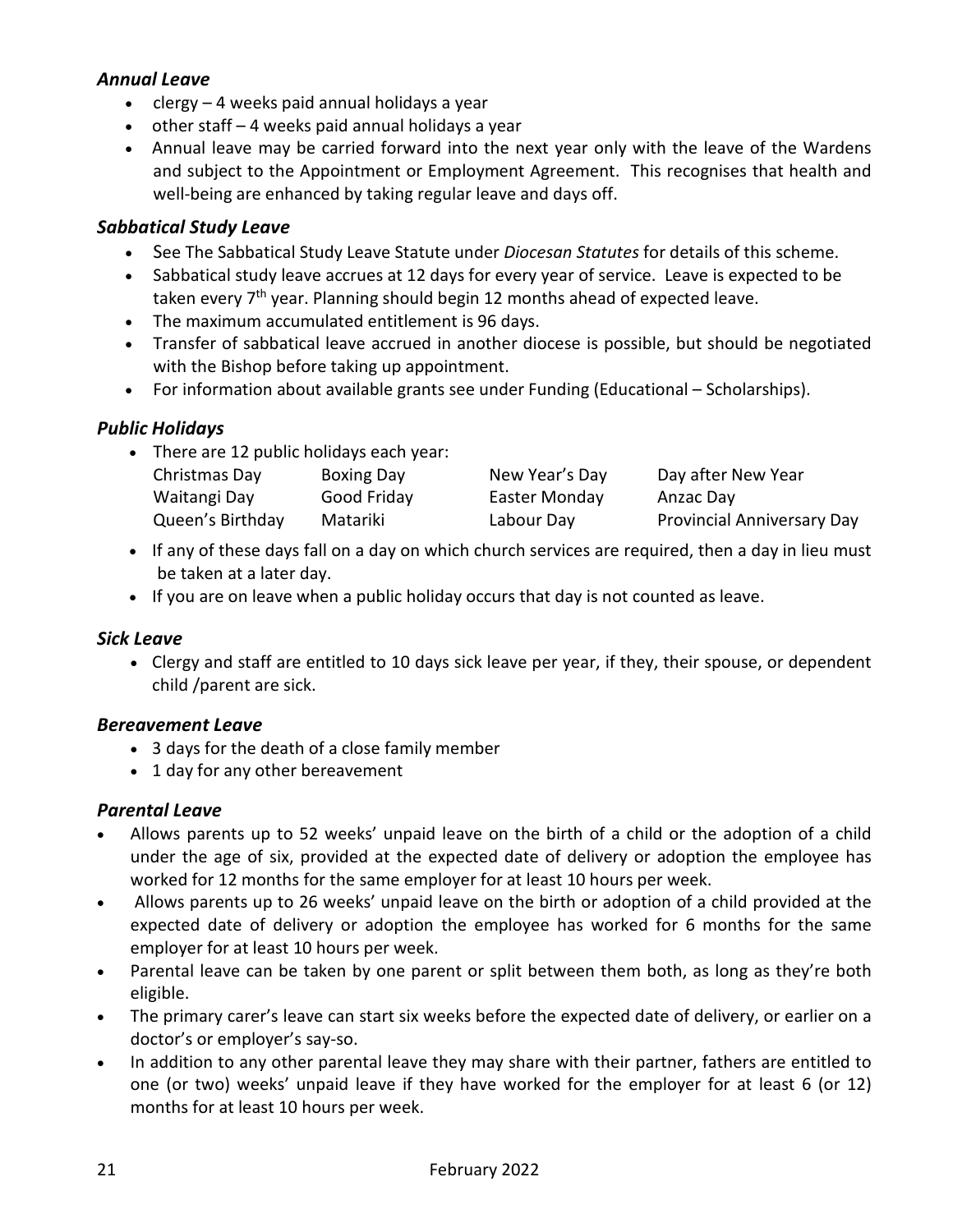### *Annual Leave*

- clergy – 4 weeks paid annual holidays a year
- other staff – 4 weeks paid annual holidays a year
- Annual leave may be carried forward into the next year only with the leave of the Wardens and subject to the Appointment or Employment Agreement. This recognises that health and well-being are enhanced by taking regular leave and days off.

### *Sabbatical Study Leave*

- See The Sabbatical Study Leave Statute under *Diocesan Statutes* for details of this scheme.
- Sabbatical study leave accrues at 12 days for every year of service. Leave is expected to be taken every 7th year. Planning should begin 12 months ahead of expected leave.
- The maximum accumulated entitlement is 96 days.
- Transfer of sabbatical leave accrued in another diocese is possible, but should be negotiated with the Bishop before taking up appointment.
- For information about available grants see under Funding (Educational – Scholarships).

### *Public Holidays*

- There are 12 public holidays each year:

| | | | |
|---|---|---|---|
| Christmas Day | Boxing Day | New Year's Day | Day after New Year |
| Waitangi Day | Good Friday | Easter Monday | Anzac Day |
| Queen's Birthday | Matariki | Labour Day | Provincial Anniversary Day |

- If any of these days fall on a day on which church services are required, then a day in lieu must be taken at a later day.
- If you are on leave when a public holiday occurs that day is not counted as leave.

### *Sick Leave*

- Clergy and staff are entitled to 10 days sick leave per year, if they, their spouse, or dependent child /parent are sick.

### *Bereavement Leave*

- 3 days for the death of a close family member
- 1 day for any other bereavement

### *Parental Leave*

- Allows parents up to 52 weeks' unpaid leave on the birth of a child or the adoption of a child under the age of six, provided at the expected date of delivery or adoption the employee has worked for 12 months for the same employer for at least 10 hours per week.
- Allows parents up to 26 weeks' unpaid leave on the birth or adoption of a child provided at the expected date of delivery or adoption the employee has worked for 6 months for the same employer for at least 10 hours per week.
- Parental leave can be taken by one parent or split between them both, as long as they're both eligible.
- The primary carer's leave can start six weeks before the expected date of delivery, or earlier on a doctor's or employer's say-so.
- In addition to any other parental leave they may share with their partner, fathers are entitled to one (or two) weeks' unpaid leave if they have worked for the employer for at least 6 (or 12) months for at least 10 hours per week.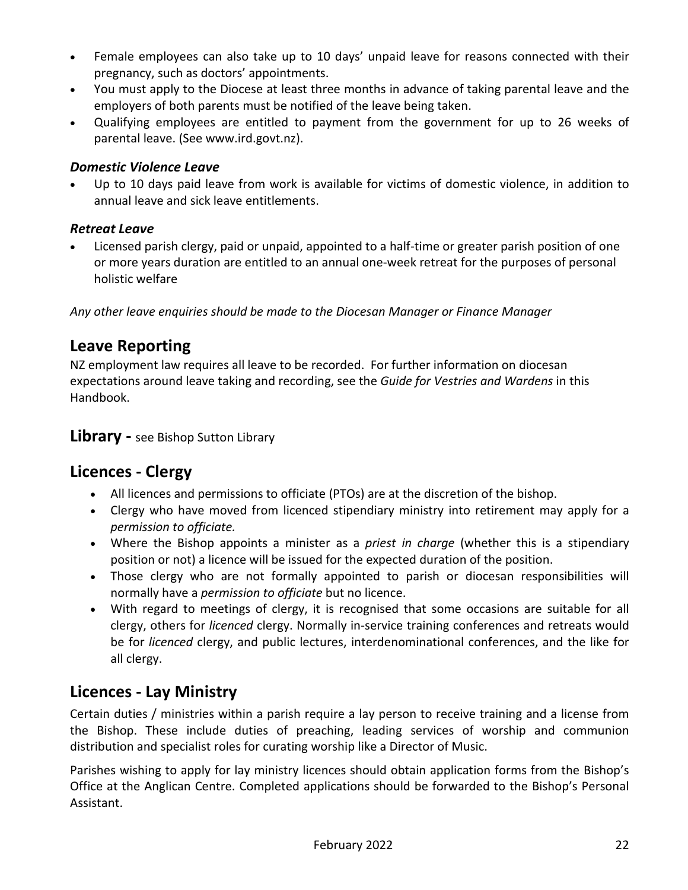- Female employees can also take up to 10 days' unpaid leave for reasons connected with their pregnancy, such as doctors' appointments.
- You must apply to the Diocese at least three months in advance of taking parental leave and the employers of both parents must be notified of the leave being taken.
- Qualifying employees are entitled to payment from the government for up to 26 weeks of parental leave. (See www.ird.govt.nz).

### *Domestic Violence Leave*

- Up to 10 days paid leave from work is available for victims of domestic violence, in addition to annual leave and sick leave entitlements.

### *Retreat Leave*

- Licensed parish clergy, paid or unpaid, appointed to a half-time or greater parish position of one or more years duration are entitled to an annual one-week retreat for the purposes of personal holistic welfare

*Any other leave enquiries should be made to the Diocesan Manager or Finance Manager*

## Leave Reporting

NZ employment law requires all leave to be recorded. For further information on diocesan expectations around leave taking and recording, see the *Guide for Vestries and Wardens* in this Handbook.

## Library - see Bishop Sutton Library

## Licences - Clergy

- All licences and permissions to officiate (PTOs) are at the discretion of the bishop.
- Clergy who have moved from licenced stipendiary ministry into retirement may apply for a *permission to officiate.*
- Where the Bishop appoints a minister as a *priest in charge* (whether this is a stipendiary position or not) a licence will be issued for the expected duration of the position.
- Those clergy who are not formally appointed to parish or diocesan responsibilities will normally have a *permission to officiate* but no licence.
- With regard to meetings of clergy, it is recognised that some occasions are suitable for all clergy, others for *licenced* clergy. Normally in-service training conferences and retreats would be for *licenced* clergy, and public lectures, interdenominational conferences, and the like for all clergy.

## Licences - Lay Ministry

Certain duties / ministries within a parish require a lay person to receive training and a license from the Bishop. These include duties of preaching, leading services of worship and communion distribution and specialist roles for curating worship like a Director of Music.

Parishes wishing to apply for lay ministry licences should obtain application forms from the Bishop's Office at the Anglican Centre. Completed applications should be forwarded to the Bishop's Personal Assistant.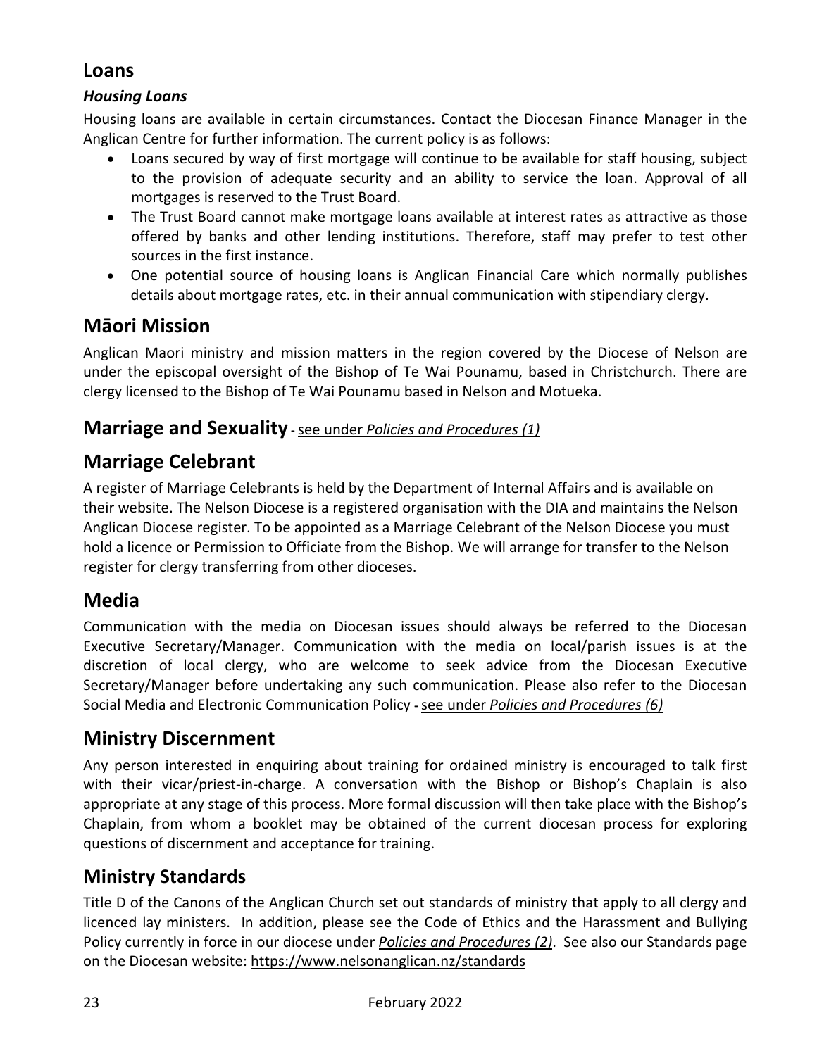## Loans

### *Housing Loans*

Housing loans are available in certain circumstances. Contact the Diocesan Finance Manager in the Anglican Centre for further information. The current policy is as follows:

- Loans secured by way of first mortgage will continue to be available for staff housing, subject to the provision of adequate security and an ability to service the loan. Approval of all mortgages is reserved to the Trust Board.
- The Trust Board cannot make mortgage loans available at interest rates as attractive as those offered by banks and other lending institutions. Therefore, staff may prefer to test other sources in the first instance.
- One potential source of housing loans is Anglican Financial Care which normally publishes details about mortgage rates, etc. in their annual communication with stipendiary clergy.

## Māori Mission

Anglican Maori ministry and mission matters in the region covered by the Diocese of Nelson are under the episcopal oversight of the Bishop of Te Wai Pounamu, based in Christchurch. There are clergy licensed to the Bishop of Te Wai Pounamu based in Nelson and Motueka.

## Marriage and Sexuality - see under *Policies and Procedures (1)*

## Marriage Celebrant

A register of Marriage Celebrants is held by the Department of Internal Affairs and is available on their website. The Nelson Diocese is a registered organisation with the DIA and maintains the Nelson Anglican Diocese register. To be appointed as a Marriage Celebrant of the Nelson Diocese you must hold a licence or Permission to Officiate from the Bishop. We will arrange for transfer to the Nelson register for clergy transferring from other dioceses.

## Media

Communication with the media on Diocesan issues should always be referred to the Diocesan Executive Secretary/Manager. Communication with the media on local/parish issues is at the discretion of local clergy, who are welcome to seek advice from the Diocesan Executive Secretary/Manager before undertaking any such communication. Please also refer to the Diocesan Social Media and Electronic Communication Policy - see under *Policies and Procedures (6)*

## Ministry Discernment

Any person interested in enquiring about training for ordained ministry is encouraged to talk first with their vicar/priest-in-charge. A conversation with the Bishop or Bishop's Chaplain is also appropriate at any stage of this process. More formal discussion will then take place with the Bishop's Chaplain, from whom a booklet may be obtained of the current diocesan process for exploring questions of discernment and acceptance for training.

## Ministry Standards

Title D of the Canons of the Anglican Church set out standards of ministry that apply to all clergy and licenced lay ministers. In addition, please see the Code of Ethics and the Harassment and Bullying Policy currently in force in our diocese under ***Policies and Procedures (2)***. See also our Standards page on the Diocesan website: https://www.nelsonanglican.nz/standards

February 2022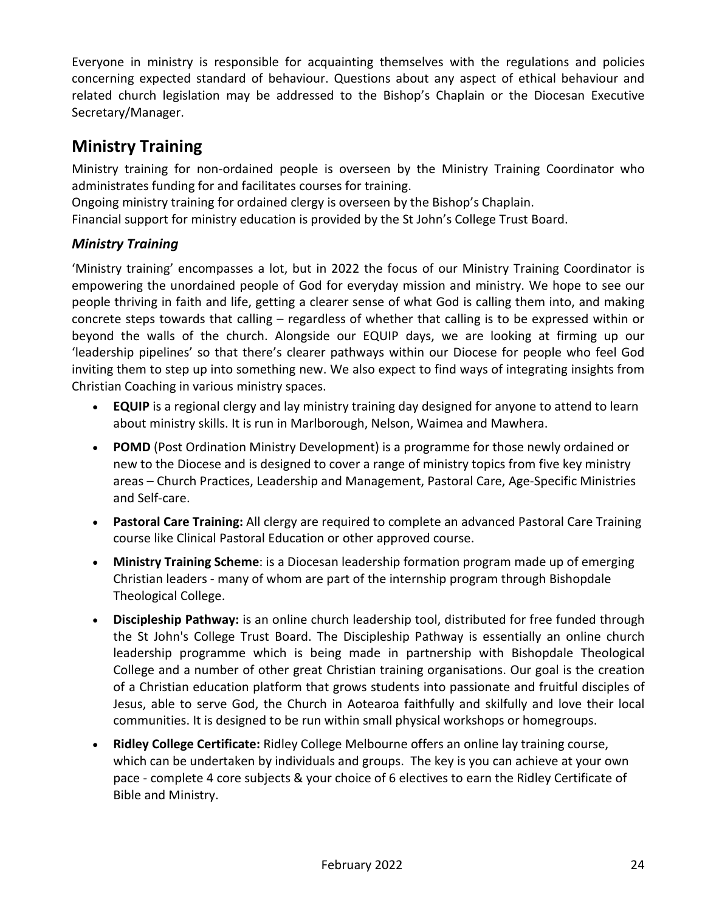Everyone in ministry is responsible for acquainting themselves with the regulations and policies concerning expected standard of behaviour. Questions about any aspect of ethical behaviour and related church legislation may be addressed to the Bishop's Chaplain or the Diocesan Executive Secretary/Manager.

## Ministry Training

Ministry training for non-ordained people is overseen by the Ministry Training Coordinator who administrates funding for and facilitates courses for training.

Ongoing ministry training for ordained clergy is overseen by the Bishop's Chaplain.

Financial support for ministry education is provided by the St John's College Trust Board.

### *Ministry Training*

'Ministry training' encompasses a lot, but in 2022 the focus of our Ministry Training Coordinator is empowering the unordained people of God for everyday mission and ministry. We hope to see our people thriving in faith and life, getting a clearer sense of what God is calling them into, and making concrete steps towards that calling – regardless of whether that calling is to be expressed within or beyond the walls of the church. Alongside our EQUIP days, we are looking at firming up our 'leadership pipelines' so that there's clearer pathways within our Diocese for people who feel God inviting them to step up into something new. We also expect to find ways of integrating insights from Christian Coaching in various ministry spaces.

- **EQUIP** is a regional clergy and lay ministry training day designed for anyone to attend to learn about ministry skills. It is run in Marlborough, Nelson, Waimea and Mawhera.
- **POMD** (Post Ordination Ministry Development) is a programme for those newly ordained or new to the Diocese and is designed to cover a range of ministry topics from five key ministry areas – Church Practices, Leadership and Management, Pastoral Care, Age-Specific Ministries and Self-care.
- **Pastoral Care Training:** All clergy are required to complete an advanced Pastoral Care Training course like Clinical Pastoral Education or other approved course.
- **Ministry Training Scheme**: is a Diocesan leadership formation program made up of emerging Christian leaders - many of whom are part of the internship program through Bishopdale Theological College.
- **Discipleship Pathway:** is an online church leadership tool, distributed for free funded through the St John's College Trust Board. The Discipleship Pathway is essentially an online church leadership programme which is being made in partnership with Bishopdale Theological College and a number of other great Christian training organisations. Our goal is the creation of a Christian education platform that grows students into passionate and fruitful disciples of Jesus, able to serve God, the Church in Aotearoa faithfully and skilfully and love their local communities. It is designed to be run within small physical workshops or homegroups.
- **Ridley College Certificate:** Ridley College Melbourne offers an online lay training course, which can be undertaken by individuals and groups. The key is you can achieve at your own pace - complete 4 core subjects & your choice of 6 electives to earn the Ridley Certificate of Bible and Ministry.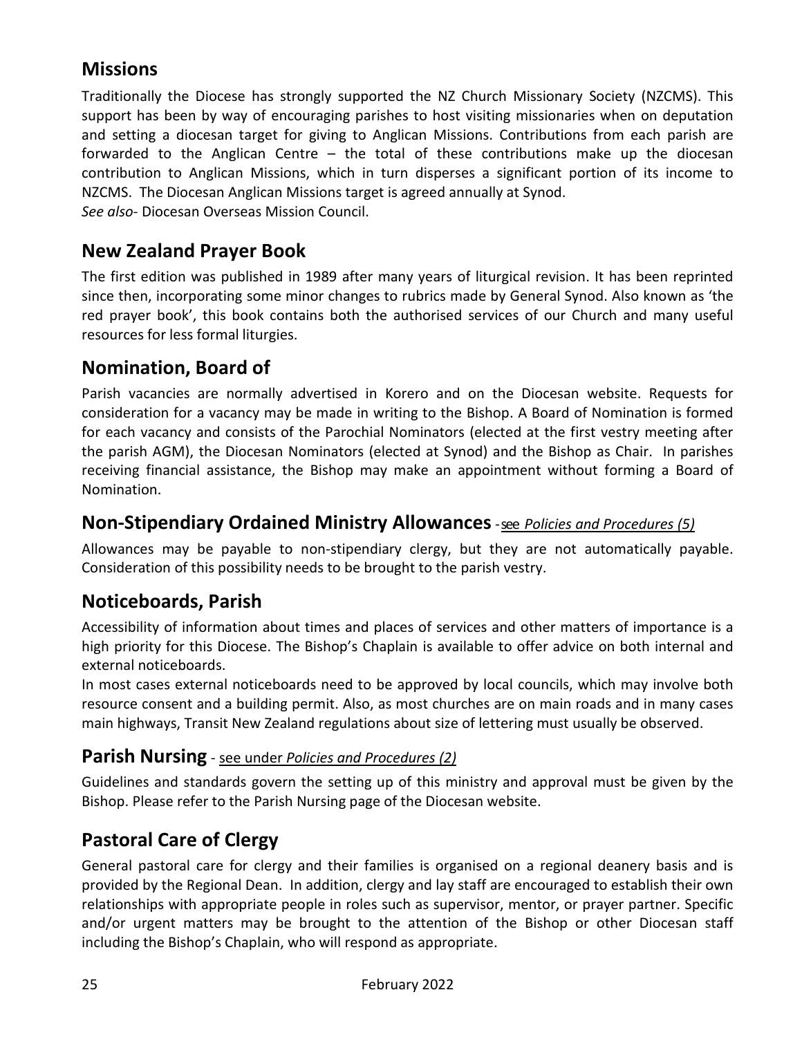## Missions

Traditionally the Diocese has strongly supported the NZ Church Missionary Society (NZCMS). This support has been by way of encouraging parishes to host visiting missionaries when on deputation and setting a diocesan target for giving to Anglican Missions. Contributions from each parish are forwarded to the Anglican Centre – the total of these contributions make up the diocesan contribution to Anglican Missions, which in turn disperses a significant portion of its income to NZCMS. The Diocesan Anglican Missions target is agreed annually at Synod.
*See also*- Diocesan Overseas Mission Council.

## New Zealand Prayer Book

The first edition was published in 1989 after many years of liturgical revision. It has been reprinted since then, incorporating some minor changes to rubrics made by General Synod. Also known as 'the red prayer book', this book contains both the authorised services of our Church and many useful resources for less formal liturgies.

## Nomination, Board of

Parish vacancies are normally advertised in Korero and on the Diocesan website. Requests for consideration for a vacancy may be made in writing to the Bishop. A Board of Nomination is formed for each vacancy and consists of the Parochial Nominators (elected at the first vestry meeting after the parish AGM), the Diocesan Nominators (elected at Synod) and the Bishop as Chair. In parishes receiving financial assistance, the Bishop may make an appointment without forming a Board of Nomination.

## Non-Stipendiary Ordained Ministry Allowances - see *Policies and Procedures (5)*

Allowances may be payable to non-stipendiary clergy, but they are not automatically payable. Consideration of this possibility needs to be brought to the parish vestry.

## Noticeboards, Parish

Accessibility of information about times and places of services and other matters of importance is a high priority for this Diocese. The Bishop's Chaplain is available to offer advice on both internal and external noticeboards.

In most cases external noticeboards need to be approved by local councils, which may involve both resource consent and a building permit. Also, as most churches are on main roads and in many cases main highways, Transit New Zealand regulations about size of lettering must usually be observed.

## Parish Nursing - see under *Policies and Procedures (2)*

Guidelines and standards govern the setting up of this ministry and approval must be given by the Bishop. Please refer to the Parish Nursing page of the Diocesan website.

## Pastoral Care of Clergy

General pastoral care for clergy and their families is organised on a regional deanery basis and is provided by the Regional Dean. In addition, clergy and lay staff are encouraged to establish their own relationships with appropriate people in roles such as supervisor, mentor, or prayer partner. Specific and/or urgent matters may be brought to the attention of the Bishop or other Diocesan staff including the Bishop's Chaplain, who will respond as appropriate.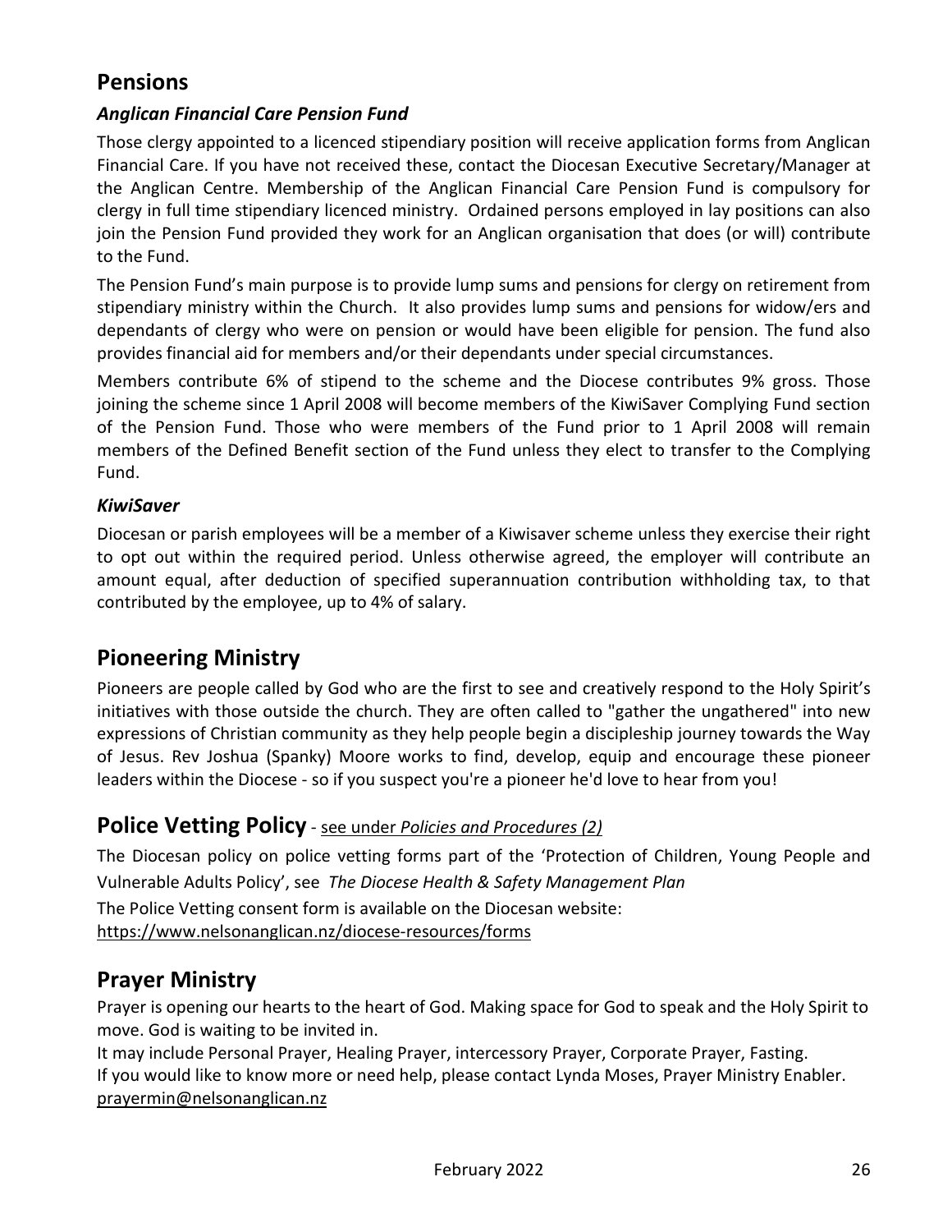## Pensions

### *Anglican Financial Care Pension Fund*

Those clergy appointed to a licenced stipendiary position will receive application forms from Anglican Financial Care. If you have not received these, contact the Diocesan Executive Secretary/Manager at the Anglican Centre. Membership of the Anglican Financial Care Pension Fund is compulsory for clergy in full time stipendiary licenced ministry. Ordained persons employed in lay positions can also join the Pension Fund provided they work for an Anglican organisation that does (or will) contribute to the Fund.

The Pension Fund's main purpose is to provide lump sums and pensions for clergy on retirement from stipendiary ministry within the Church. It also provides lump sums and pensions for widow/ers and dependants of clergy who were on pension or would have been eligible for pension. The fund also provides financial aid for members and/or their dependants under special circumstances.

Members contribute 6% of stipend to the scheme and the Diocese contributes 9% gross. Those joining the scheme since 1 April 2008 will become members of the KiwiSaver Complying Fund section of the Pension Fund. Those who were members of the Fund prior to 1 April 2008 will remain members of the Defined Benefit section of the Fund unless they elect to transfer to the Complying Fund.

### *KiwiSaver*

Diocesan or parish employees will be a member of a Kiwisaver scheme unless they exercise their right to opt out within the required period. Unless otherwise agreed, the employer will contribute an amount equal, after deduction of specified superannuation contribution withholding tax, to that contributed by the employee, up to 4% of salary.

## Pioneering Ministry

Pioneers are people called by God who are the first to see and creatively respond to the Holy Spirit's initiatives with those outside the church. They are often called to "gather the ungathered" into new expressions of Christian community as they help people begin a discipleship journey towards the Way of Jesus. Rev Joshua (Spanky) Moore works to find, develop, equip and encourage these pioneer leaders within the Diocese - so if you suspect you're a pioneer he'd love to hear from you!

## Police Vetting Policy - see under *Policies and Procedures (2)*

The Diocesan policy on police vetting forms part of the 'Protection of Children, Young People and Vulnerable Adults Policy', see *The Diocese Health & Safety Management Plan*

The Police Vetting consent form is available on the Diocesan website:
https://www.nelsonanglican.nz/diocese-resources/forms

## Prayer Ministry

Prayer is opening our hearts to the heart of God. Making space for God to speak and the Holy Spirit to move. God is waiting to be invited in.

It may include Personal Prayer, Healing Prayer, intercessory Prayer, Corporate Prayer, Fasting.

If you would like to know more or need help, please contact Lynda Moses, Prayer Ministry Enabler.
prayermin@nelsonanglican.nz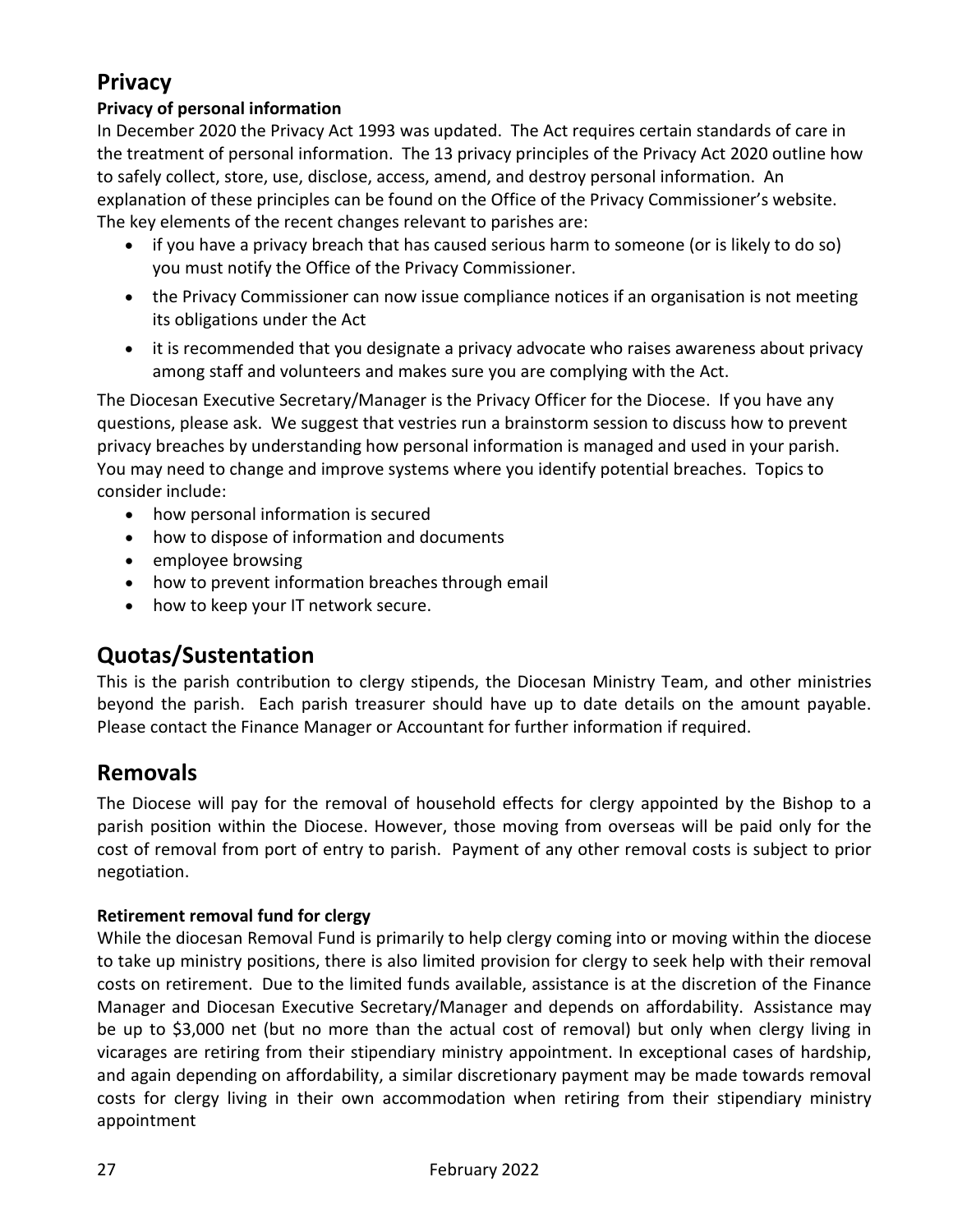## Privacy

### Privacy of personal information

In December 2020 the Privacy Act 1993 was updated. The Act requires certain standards of care in the treatment of personal information. The 13 privacy principles of the Privacy Act 2020 outline how to safely collect, store, use, disclose, access, amend, and destroy personal information. An explanation of these principles can be found on the Office of the Privacy Commissioner's website. The key elements of the recent changes relevant to parishes are:

- if you have a privacy breach that has caused serious harm to someone (or is likely to do so) you must notify the Office of the Privacy Commissioner.
- the Privacy Commissioner can now issue compliance notices if an organisation is not meeting its obligations under the Act
- it is recommended that you designate a privacy advocate who raises awareness about privacy among staff and volunteers and makes sure you are complying with the Act.

The Diocesan Executive Secretary/Manager is the Privacy Officer for the Diocese. If you have any questions, please ask. We suggest that vestries run a brainstorm session to discuss how to prevent privacy breaches by understanding how personal information is managed and used in your parish. You may need to change and improve systems where you identify potential breaches. Topics to consider include:

- how personal information is secured
- how to dispose of information and documents
- employee browsing
- how to prevent information breaches through email
- how to keep your IT network secure.

## Quotas/Sustentation

This is the parish contribution to clergy stipends, the Diocesan Ministry Team, and other ministries beyond the parish. Each parish treasurer should have up to date details on the amount payable. Please contact the Finance Manager or Accountant for further information if required.

## Removals

The Diocese will pay for the removal of household effects for clergy appointed by the Bishop to a parish position within the Diocese. However, those moving from overseas will be paid only for the cost of removal from port of entry to parish. Payment of any other removal costs is subject to prior negotiation.

### Retirement removal fund for clergy

While the diocesan Removal Fund is primarily to help clergy coming into or moving within the diocese to take up ministry positions, there is also limited provision for clergy to seek help with their removal costs on retirement. Due to the limited funds available, assistance is at the discretion of the Finance Manager and Diocesan Executive Secretary/Manager and depends on affordability. Assistance may be up to $3,000 net (but no more than the actual cost of removal) but only when clergy living in vicarages are retiring from their stipendiary ministry appointment. In exceptional cases of hardship, and again depending on affordability, a similar discretionary payment may be made towards removal costs for clergy living in their own accommodation when retiring from their stipendiary ministry appointment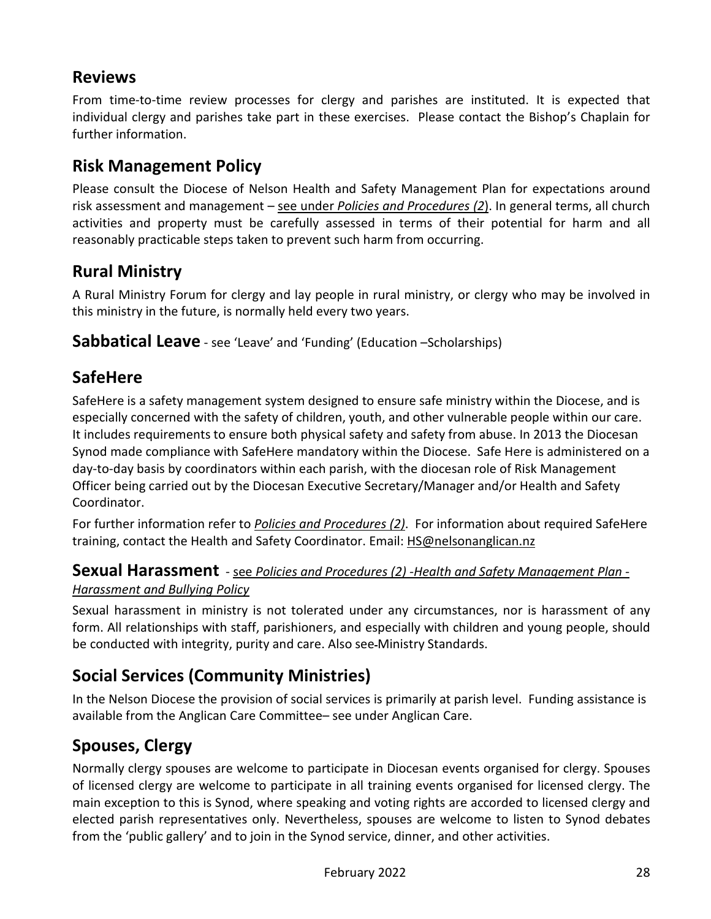## Reviews

From time-to-time review processes for clergy and parishes are instituted. It is expected that individual clergy and parishes take part in these exercises. Please contact the Bishop's Chaplain for further information.

## Risk Management Policy

Please consult the Diocese of Nelson Health and Safety Management Plan for expectations around risk assessment and management – see under *Policies and Procedures (2*). In general terms, all church activities and property must be carefully assessed in terms of their potential for harm and all reasonably practicable steps taken to prevent such harm from occurring.

## Rural Ministry

A Rural Ministry Forum for clergy and lay people in rural ministry, or clergy who may be involved in this ministry in the future, is normally held every two years.

## Sabbatical Leave - see 'Leave' and 'Funding' (Education –Scholarships)

## SafeHere

SafeHere is a safety management system designed to ensure safe ministry within the Diocese, and is especially concerned with the safety of children, youth, and other vulnerable people within our care. It includes requirements to ensure both physical safety and safety from abuse. In 2013 the Diocesan Synod made compliance with SafeHere mandatory within the Diocese. Safe Here is administered on a day-to-day basis by coordinators within each parish, with the diocesan role of Risk Management Officer being carried out by the Diocesan Executive Secretary/Manager and/or Health and Safety Coordinator.

For further information refer to *Policies and Procedures (2)*. For information about required SafeHere training, contact the Health and Safety Coordinator. Email: HS@nelsonanglican.nz

## Sexual Harassment - see *Policies and Procedures (2) -Health and Safety Management Plan - Harassment and Bullying Policy*

Sexual harassment in ministry is not tolerated under any circumstances, nor is harassment of any form. All relationships with staff, parishioners, and especially with children and young people, should be conducted with integrity, purity and care. Also see Ministry Standards.

## Social Services (Community Ministries)

In the Nelson Diocese the provision of social services is primarily at parish level. Funding assistance is available from the Anglican Care Committee– see under Anglican Care.

## Spouses, Clergy

Normally clergy spouses are welcome to participate in Diocesan events organised for clergy. Spouses of licensed clergy are welcome to participate in all training events organised for licensed clergy. The main exception to this is Synod, where speaking and voting rights are accorded to licensed clergy and elected parish representatives only. Nevertheless, spouses are welcome to listen to Synod debates from the 'public gallery' and to join in the Synod service, dinner, and other activities.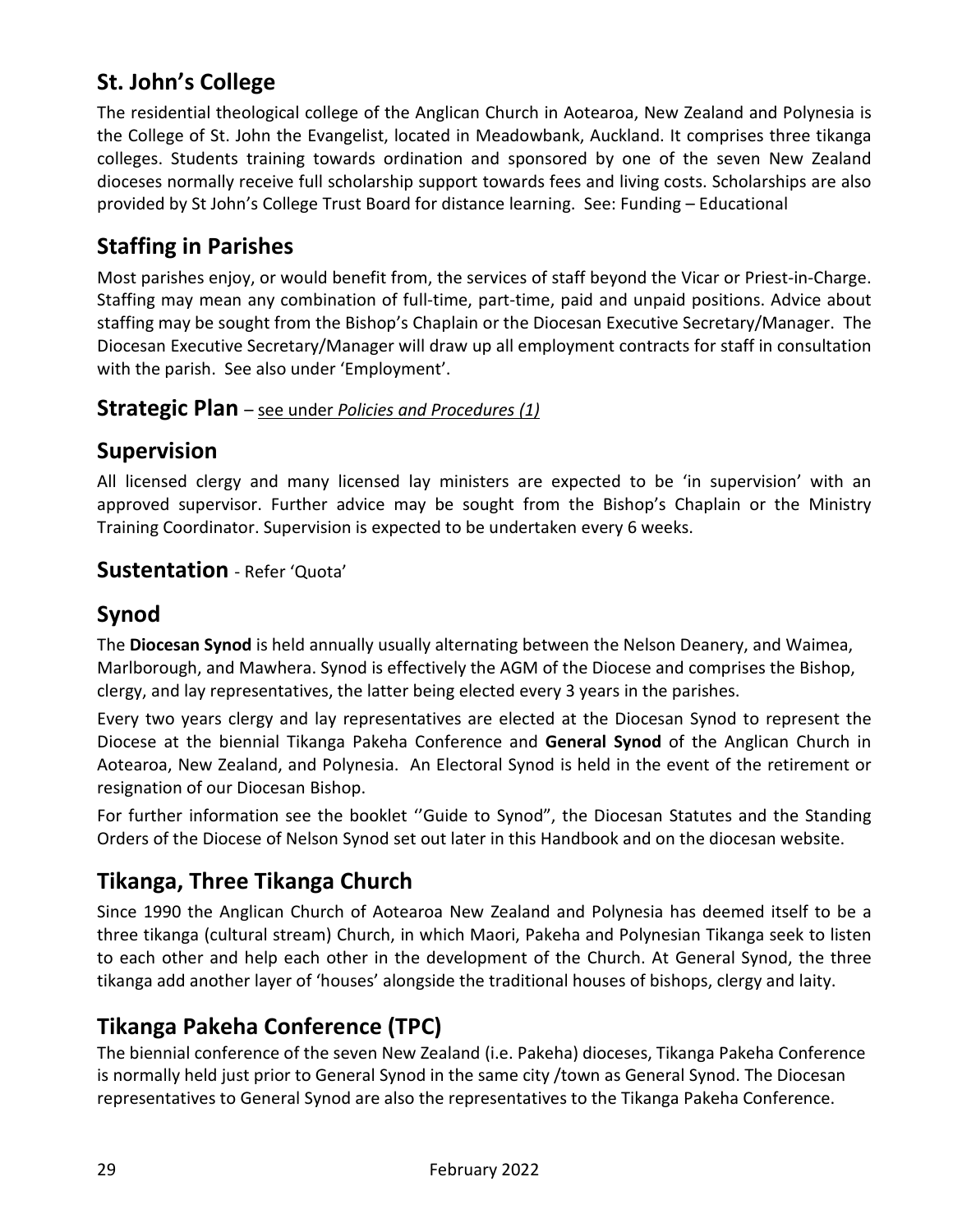## St. John's College

The residential theological college of the Anglican Church in Aotearoa, New Zealand and Polynesia is the College of St. John the Evangelist, located in Meadowbank, Auckland. It comprises three tikanga colleges. Students training towards ordination and sponsored by one of the seven New Zealand dioceses normally receive full scholarship support towards fees and living costs. Scholarships are also provided by St John's College Trust Board for distance learning. See: Funding – Educational

## Staffing in Parishes

Most parishes enjoy, or would benefit from, the services of staff beyond the Vicar or Priest-in-Charge. Staffing may mean any combination of full-time, part-time, paid and unpaid positions. Advice about staffing may be sought from the Bishop's Chaplain or the Diocesan Executive Secretary/Manager. The Diocesan Executive Secretary/Manager will draw up all employment contracts for staff in consultation with the parish. See also under 'Employment'.

### Strategic Plan – see under *Policies and Procedures (1)*

## Supervision

All licensed clergy and many licensed lay ministers are expected to be 'in supervision' with an approved supervisor. Further advice may be sought from the Bishop's Chaplain or the Ministry Training Coordinator. Supervision is expected to be undertaken every 6 weeks.

### Sustentation - Refer 'Quota'

## Synod

The **Diocesan Synod** is held annually usually alternating between the Nelson Deanery, and Waimea, Marlborough, and Mawhera. Synod is effectively the AGM of the Diocese and comprises the Bishop, clergy, and lay representatives, the latter being elected every 3 years in the parishes.

Every two years clergy and lay representatives are elected at the Diocesan Synod to represent the Diocese at the biennial Tikanga Pakeha Conference and **General Synod** of the Anglican Church in Aotearoa, New Zealand, and Polynesia. An Electoral Synod is held in the event of the retirement or resignation of our Diocesan Bishop.

For further information see the booklet ''Guide to Synod", the Diocesan Statutes and the Standing Orders of the Diocese of Nelson Synod set out later in this Handbook and on the diocesan website.

## Tikanga, Three Tikanga Church

Since 1990 the Anglican Church of Aotearoa New Zealand and Polynesia has deemed itself to be a three tikanga (cultural stream) Church, in which Maori, Pakeha and Polynesian Tikanga seek to listen to each other and help each other in the development of the Church. At General Synod, the three tikanga add another layer of 'houses' alongside the traditional houses of bishops, clergy and laity.

## Tikanga Pakeha Conference (TPC)

The biennial conference of the seven New Zealand (i.e. Pakeha) dioceses, Tikanga Pakeha Conference is normally held just prior to General Synod in the same city /town as General Synod. The Diocesan representatives to General Synod are also the representatives to the Tikanga Pakeha Conference.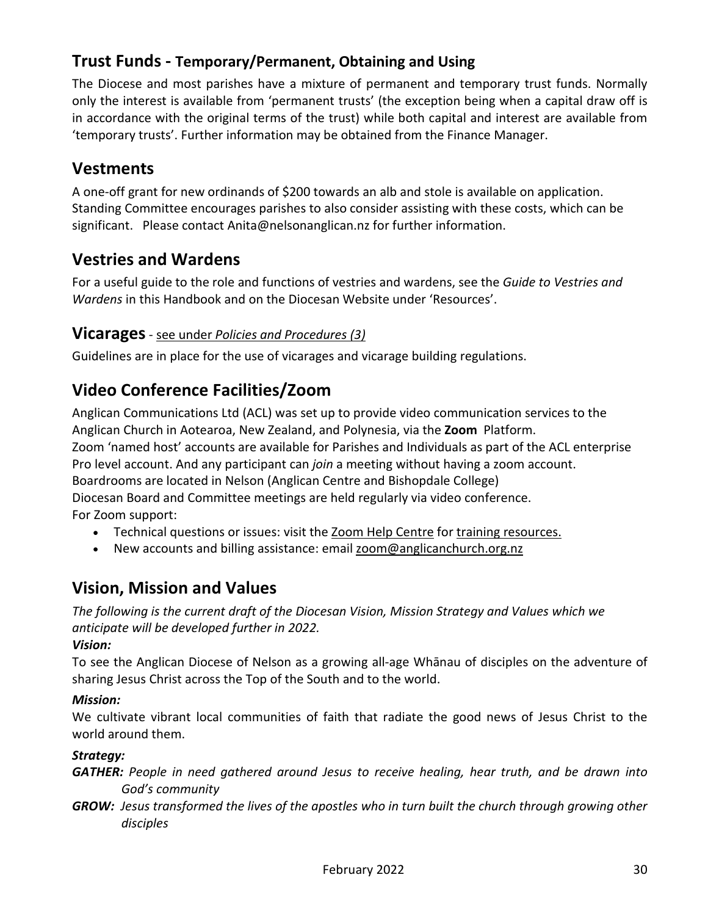## Trust Funds - Temporary/Permanent, Obtaining and Using

The Diocese and most parishes have a mixture of permanent and temporary trust funds. Normally only the interest is available from 'permanent trusts' (the exception being when a capital draw off is in accordance with the original terms of the trust) while both capital and interest are available from 'temporary trusts'. Further information may be obtained from the Finance Manager.

## Vestments

A one-off grant for new ordinands of $200 towards an alb and stole is available on application. Standing Committee encourages parishes to also consider assisting with these costs, which can be significant. Please contact Anita@nelsonanglican.nz for further information.

## Vestries and Wardens

For a useful guide to the role and functions of vestries and wardens, see the *Guide to Vestries and Wardens* in this Handbook and on the Diocesan Website under 'Resources'.

## Vicarages - see under *Policies and Procedures (3)*

Guidelines are in place for the use of vicarages and vicarage building regulations.

## Video Conference Facilities/Zoom

Anglican Communications Ltd (ACL) was set up to provide video communication services to the Anglican Church in Aotearoa, New Zealand, and Polynesia, via the **Zoom** Platform.
Zoom 'named host' accounts are available for Parishes and Individuals as part of the ACL enterprise Pro level account. And any participant can *join* a meeting without having a zoom account.
Boardrooms are located in Nelson (Anglican Centre and Bishopdale College)
Diocesan Board and Committee meetings are held regularly via video conference.
For Zoom support:

- Technical questions or issues: visit the Zoom Help Centre for training resources.
- New accounts and billing assistance: email zoom@anglicanchurch.org.nz

## Vision, Mission and Values

*The following is the current draft of the Diocesan Vision, Mission Strategy and Values which we anticipate will be developed further in 2022.*

***Vision:***

To see the Anglican Diocese of Nelson as a growing all-age Whānau of disciples on the adventure of sharing Jesus Christ across the Top of the South and to the world.

***Mission:***

We cultivate vibrant local communities of faith that radiate the good news of Jesus Christ to the world around them.

***Strategy:***

***GATHER:*** *People in need gathered around Jesus to receive healing, hear truth, and be drawn into God's community*

***GROW:*** *Jesus transformed the lives of the apostles who in turn built the church through growing other disciples*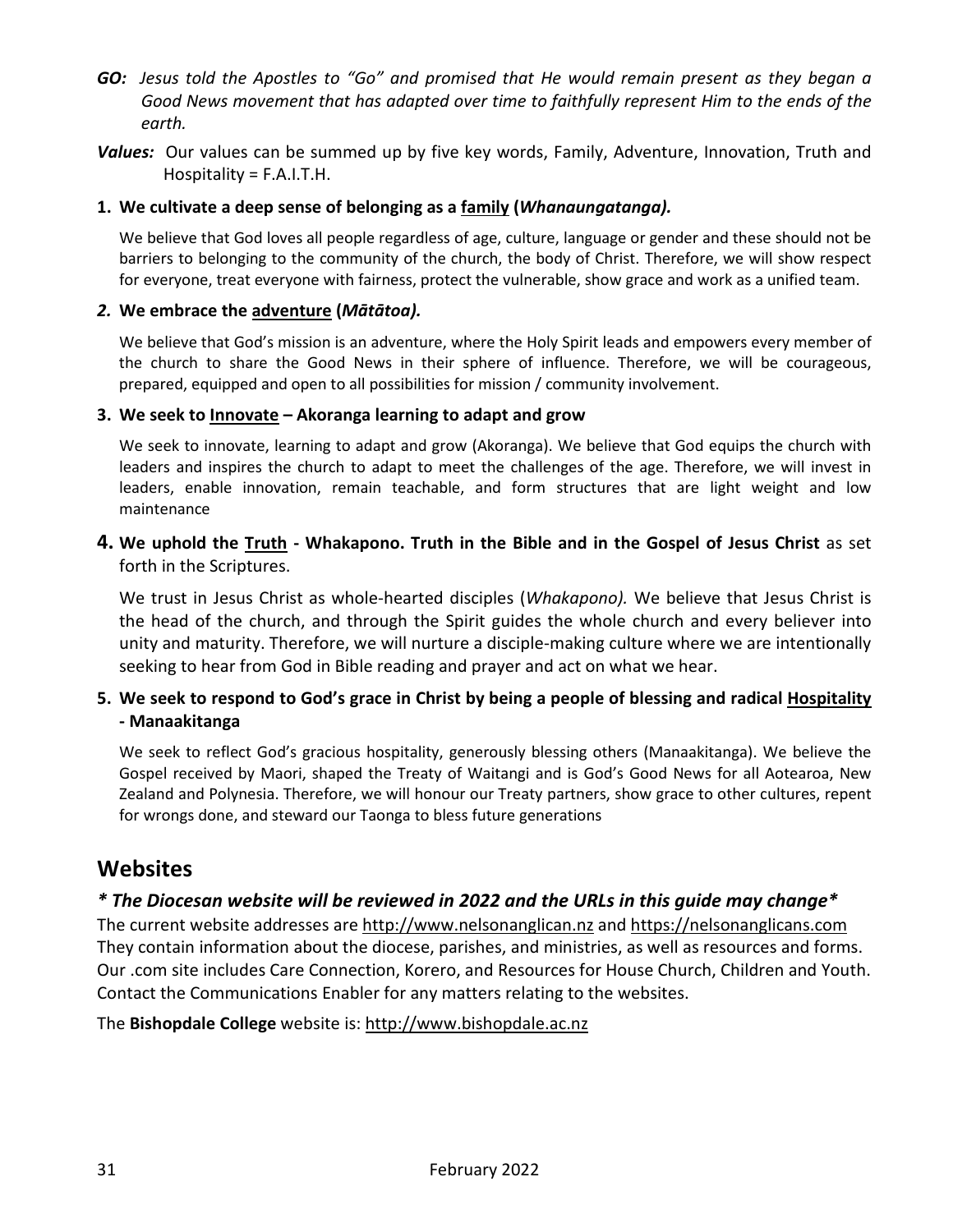***GO:*** *Jesus told the Apostles to "Go" and promised that He would remain present as they began a Good News movement that has adapted over time to faithfully represent Him to the ends of the earth.*

***Values:*** Our values can be summed up by five key words, Family, Adventure, Innovation, Truth and Hospitality = F.A.I.T.H.

**1. We cultivate a deep sense of belonging as a <u>family</u> (*Whanaungatanga).***

We believe that God loves all people regardless of age, culture, language or gender and these should not be barriers to belonging to the community of the church, the body of Christ. Therefore, we will show respect for everyone, treat everyone with fairness, protect the vulnerable, show grace and work as a unified team.

***2.* We embrace the <u>adventure</u> (*Mātātoa).***

We believe that God's mission is an adventure, where the Holy Spirit leads and empowers every member of the church to share the Good News in their sphere of influence. Therefore, we will be courageous, prepared, equipped and open to all possibilities for mission / community involvement.

**3. We seek to <u>Innovate</u> – Akoranga learning to adapt and grow**

We seek to innovate, learning to adapt and grow (Akoranga). We believe that God equips the church with leaders and inspires the church to adapt to meet the challenges of the age. Therefore, we will invest in leaders, enable innovation, remain teachable, and form structures that are light weight and low maintenance

**4. We uphold the <u>Truth</u> - Whakapono. Truth in the Bible and in the Gospel of Jesus Christ** as set forth in the Scriptures.

We trust in Jesus Christ as whole-hearted disciples (*Whakapono).* We believe that Jesus Christ is the head of the church, and through the Spirit guides the whole church and every believer into unity and maturity. Therefore, we will nurture a disciple-making culture where we are intentionally seeking to hear from God in Bible reading and prayer and act on what we hear.

**5. We seek to respond to God's grace in Christ by being a people of blessing and radical <u>Hospitality</u> - Manaakitanga**

We seek to reflect God's gracious hospitality, generously blessing others (Manaakitanga). We believe the Gospel received by Maori, shaped the Treaty of Waitangi and is God's Good News for all Aotearoa, New Zealand and Polynesia. Therefore, we will honour our Treaty partners, show grace to other cultures, repent for wrongs done, and steward our Taonga to bless future generations

## Websites

### *\* The Diocesan website will be reviewed in 2022 and the URLs in this guide may change\**

The current website addresses are http://www.nelsonanglican.nz and https://nelsonanglicans.com They contain information about the diocese, parishes, and ministries, as well as resources and forms. Our .com site includes Care Connection, Korero, and Resources for House Church, Children and Youth. Contact the Communications Enabler for any matters relating to the websites.

The **Bishopdale College** website is: http://www.bishopdale.ac.nz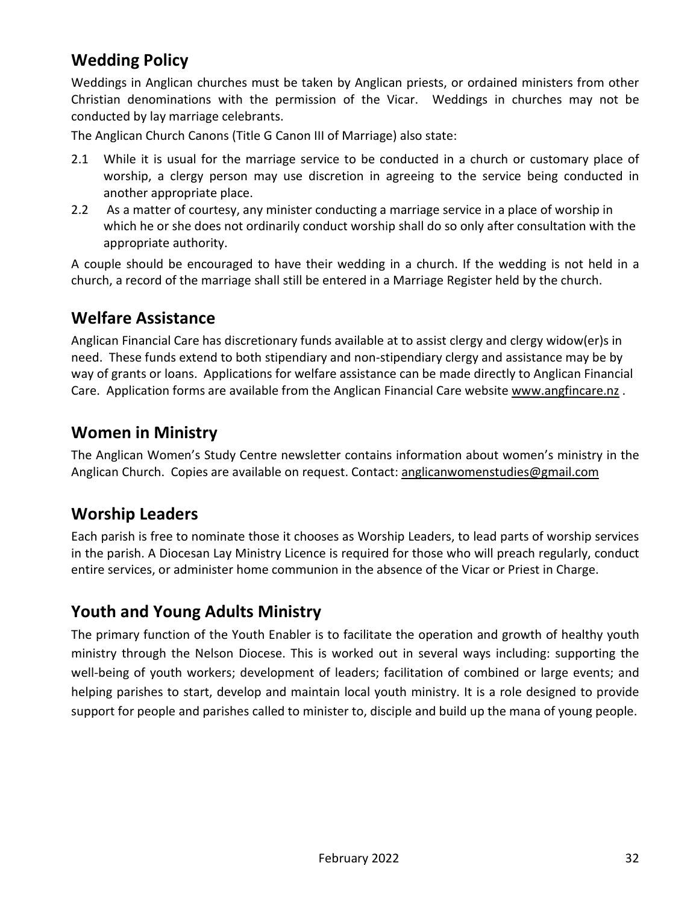## Wedding Policy

Weddings in Anglican churches must be taken by Anglican priests, or ordained ministers from other Christian denominations with the permission of the Vicar. Weddings in churches may not be conducted by lay marriage celebrants.

The Anglican Church Canons (Title G Canon III of Marriage) also state:

2.1 While it is usual for the marriage service to be conducted in a church or customary place of worship, a clergy person may use discretion in agreeing to the service being conducted in another appropriate place.

2.2 As a matter of courtesy, any minister conducting a marriage service in a place of worship in which he or she does not ordinarily conduct worship shall do so only after consultation with the appropriate authority.

A couple should be encouraged to have their wedding in a church. If the wedding is not held in a church, a record of the marriage shall still be entered in a Marriage Register held by the church.

## Welfare Assistance

Anglican Financial Care has discretionary funds available at to assist clergy and clergy widow(er)s in need. These funds extend to both stipendiary and non-stipendiary clergy and assistance may be by way of grants or loans. Applications for welfare assistance can be made directly to Anglican Financial Care. Application forms are available from the Anglican Financial Care website www.angfincare.nz .

## Women in Ministry

The Anglican Women's Study Centre newsletter contains information about women's ministry in the Anglican Church. Copies are available on request. Contact: anglicanwomenstudies@gmail.com

## Worship Leaders

Each parish is free to nominate those it chooses as Worship Leaders, to lead parts of worship services in the parish. A Diocesan Lay Ministry Licence is required for those who will preach regularly, conduct entire services, or administer home communion in the absence of the Vicar or Priest in Charge.

## Youth and Young Adults Ministry

The primary function of the Youth Enabler is to facilitate the operation and growth of healthy youth ministry through the Nelson Diocese. This is worked out in several ways including: supporting the well-being of youth workers; development of leaders; facilitation of combined or large events; and helping parishes to start, develop and maintain local youth ministry. It is a role designed to provide support for people and parishes called to minister to, disciple and build up the mana of young people.